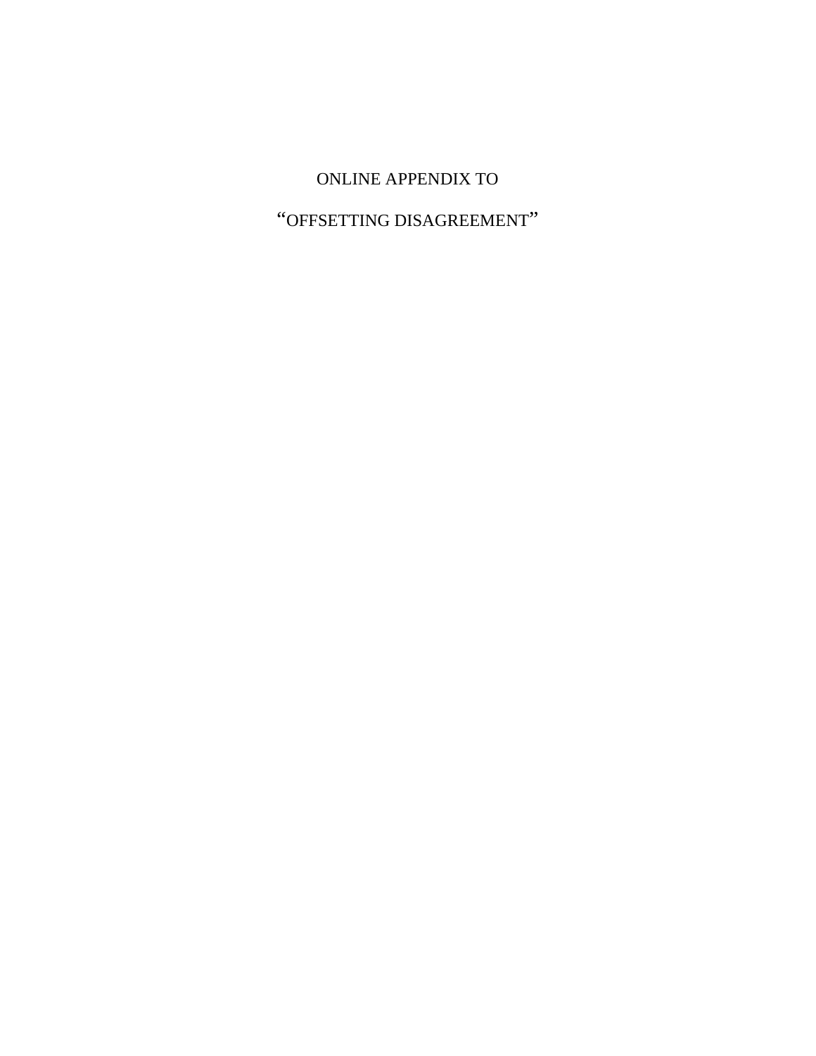# ONLINE APPENDIX TO

# "OFFSETTING DISAGREEMENT"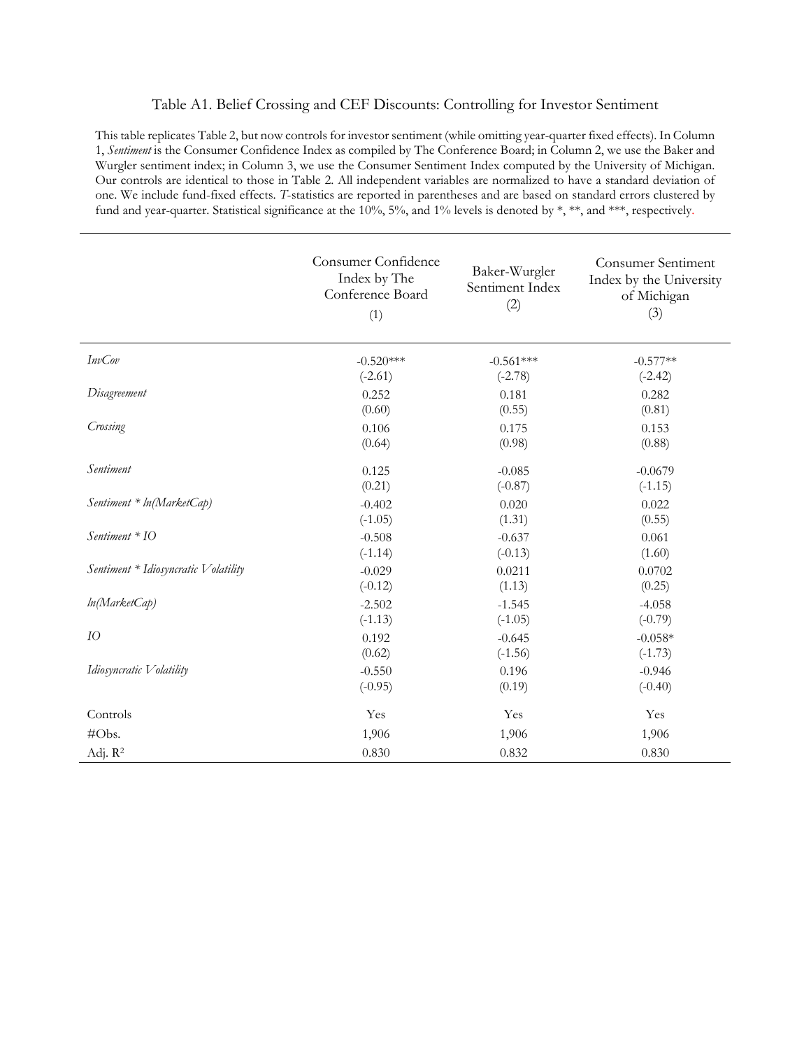## Table A1. Belief Crossing and CEF Discounts: Controlling for Investor Sentiment

This table replicates Table 2, but now controls for investor sentiment (while omitting year-quarter fixed effects). In Column 1, *Sentiment* is the Consumer Confidence Index as compiled by The Conference Board; in Column 2, we use the Baker and Wurgler sentiment index; in Column 3, we use the Consumer Sentiment Index computed by the University of Michigan. Our controls are identical to those in Table 2. All independent variables are normalized to have a standard deviation of one. We include fund-fixed effects. *T*-statistics are reported in parentheses and are based on standard errors clustered by fund and year-quarter. Statistical significance at the 10%, 5%, and 1% levels is denoted by *, **, and ***, respectively.

| | Consumer Confidence Index by The Conference Board (1) | Baker-Wurgler Sentiment Index (2) | Consumer Sentiment Index by the University of Michigan (3) |
|---|---|---|---|
| *InvCov* | -0.520*** | -0.561*** | -0.577** |
| | (-2.61) | (-2.78) | (-2.42) |
| *Disagreement* | 0.252 | 0.181 | 0.282 |
| | (0.60) | (0.55) | (0.81) |
| *Crossing* | 0.106 | 0.175 | 0.153 |
| | (0.64) | (0.98) | (0.88) |
| *Sentiment* | 0.125 | -0.085 | -0.0679 |
| | (0.21) | (-0.87) | (-1.15) |
| *Sentiment * ln(MarketCap)* | -0.402 | 0.020 | 0.022 |
| | (-1.05) | (1.31) | (0.55) |
| *Sentiment * IO* | -0.508 | -0.637 | 0.061 |
| | (-1.14) | (-0.13) | (1.60) |
| *Sentiment * Idiosyncratic Volatility* | -0.029 | 0.0211 | 0.0702 |
| | (-0.12) | (1.13) | (0.25) |
| *ln(MarketCap)* | -2.502 | -1.545 | -4.058 |
| | (-1.13) | (-1.05) | (-0.79) |
| *IO* | 0.192 | -0.645 | -0.058* |
| | (0.62) | (-1.56) | (-1.73) |
| *Idiosyncratic Volatility* | -0.550 | 0.196 | -0.946 |
| | (-0.95) | (0.19) | (-0.40) |
| Controls | Yes | Yes | Yes |
| #Obs. | 1,906 | 1,906 | 1,906 |
| Adj. $R^2$ | 0.830 | 0.832 | 0.830 |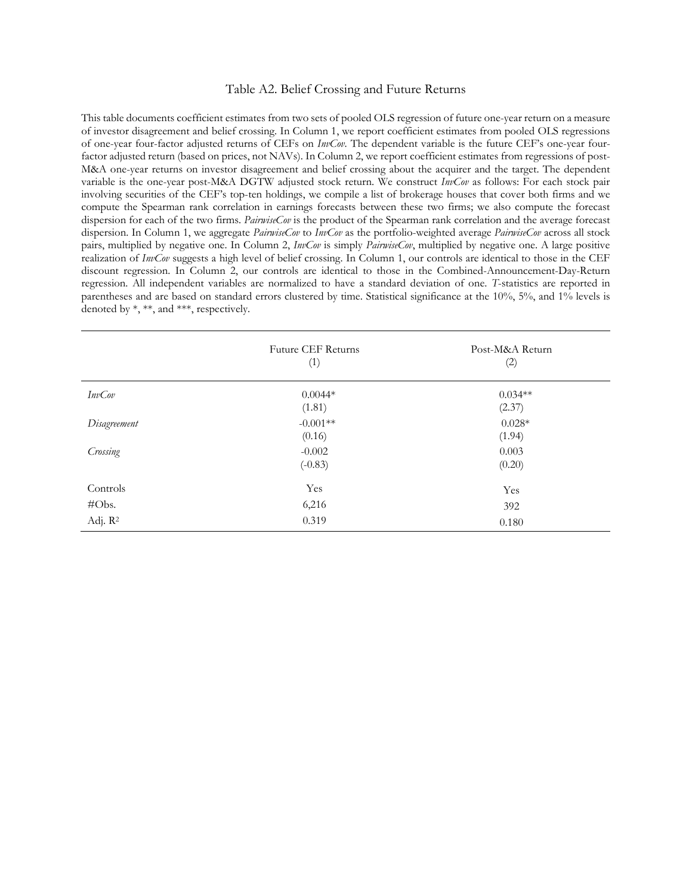# Table A2. Belief Crossing and Future Returns

This table documents coefficient estimates from two sets of pooled OLS regression of future one-year return on a measure of investor disagreement and belief crossing. In Column 1, we report coefficient estimates from pooled OLS regressions of one-year four-factor adjusted returns of CEFs on *InvCov*. The dependent variable is the future CEF's one-year four-factor adjusted return (based on prices, not NAVs). In Column 2, we report coefficient estimates from regressions of post-M&A one-year returns on investor disagreement and belief crossing about the acquirer and the target. The dependent variable is the one-year post-M&A DGTW adjusted stock return. We construct *InvCov* as follows: For each stock pair involving securities of the CEF's top-ten holdings, we compile a list of brokerage houses that cover both firms and we compute the Spearman rank correlation in earnings forecasts between these two firms; we also compute the forecast dispersion for each of the two firms. *PairwiseCov* is the product of the Spearman rank correlation and the average forecast dispersion. In Column 1, we aggregate *PairwiseCov* to *InvCov* as the portfolio-weighted average *PairwiseCov* across all stock pairs, multiplied by negative one. In Column 2, *InvCov* is simply *PairwiseCov*, multiplied by negative one. A large positive realization of *InvCov* suggests a high level of belief crossing. In Column 1, our controls are identical to those in the CEF discount regression. In Column 2, our controls are identical to those in the Combined-Announcement-Day-Return regression. All independent variables are normalized to have a standard deviation of one. *T*-statistics are reported in parentheses and are based on standard errors clustered by time. Statistical significance at the 10%, 5%, and 1% levels is denoted by *, **, and ***, respectively.

| | Future CEF Returns (1) | Post-M&A Return (2) |
|---|---|---|
| *InvCov* | 0.0044* | 0.034** |
| | (1.81) | (2.37) |
| *Disagreement* | -0.001** | 0.028* |
| | (0.16) | (1.94) |
| *Crossing* | -0.002 | 0.003 |
| | (-0.83) | (0.20) |
| Controls | Yes | Yes |
| #Obs. | 6,216 | 392 |
| Adj. $R^2$ | 0.319 | 0.180 |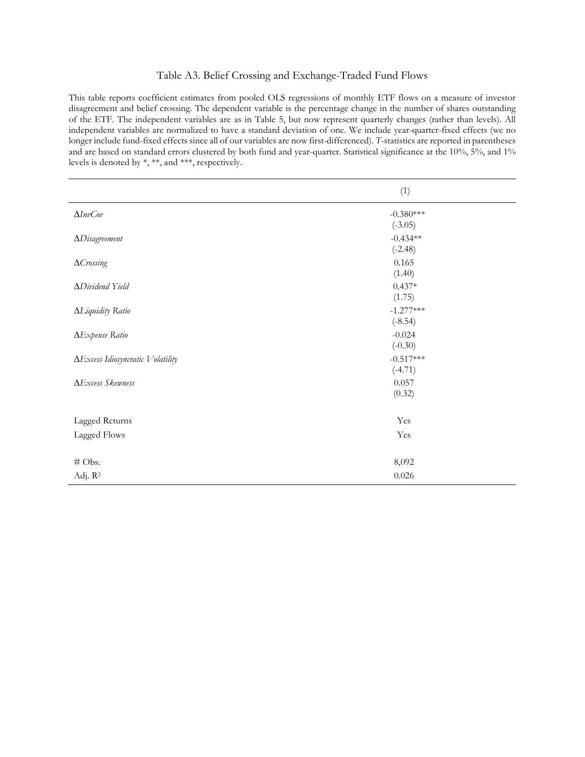# Table A3. Belief Crossing and Exchange-Traded Fund Flows

This table reports coefficient estimates from pooled OLS regressions of monthly ETF flows on a measure of investor disagreement and belief crossing. The dependent variable is the percentage change in the number of shares outstanding of the ETF. The independent variables are as in Table 5, but now represent quarterly changes (rather than levels). All independent variables are normalized to have a standard deviation of one. We include year-quarter-fixed effects (we no longer include fund-fixed effects since all of our variables are now first-differenced). *T*-statistics are reported in parentheses and are based on standard errors clustered by both fund and year-quarter. Statistical significance at the 10%, 5%, and 1% levels is denoted by *, **, and ***, respectively.

| | (1) |
|---|---|
| $\Delta$*InvCov* | -0.380*** |
| | (-3.05) |
| $\Delta$*Disagreement* | -0.434** |
| | (-2.48) |
| $\Delta$*Crossing* | 0.165 |
| | (1.40) |
| $\Delta$*Dividend Yield* | 0.437* |
| | (1.75) |
| $\Delta$*Liquidity Ratio* | -1.277*** |
| | (-8.54) |
| $\Delta$*Expense Ratio* | -0.024 |
| | (-0.30) |
| $\Delta$*Excess Idiosyncratic Volatility* | -0.517*** |
| | (-4.71) |
| $\Delta$*Excess Skewness* | 0.057 |
| | (0.32) |
| Lagged Returns | Yes |
| Lagged Flows | Yes |
| # Obs. | 8,092 |
| Adj. $R^2$ | 0.026 |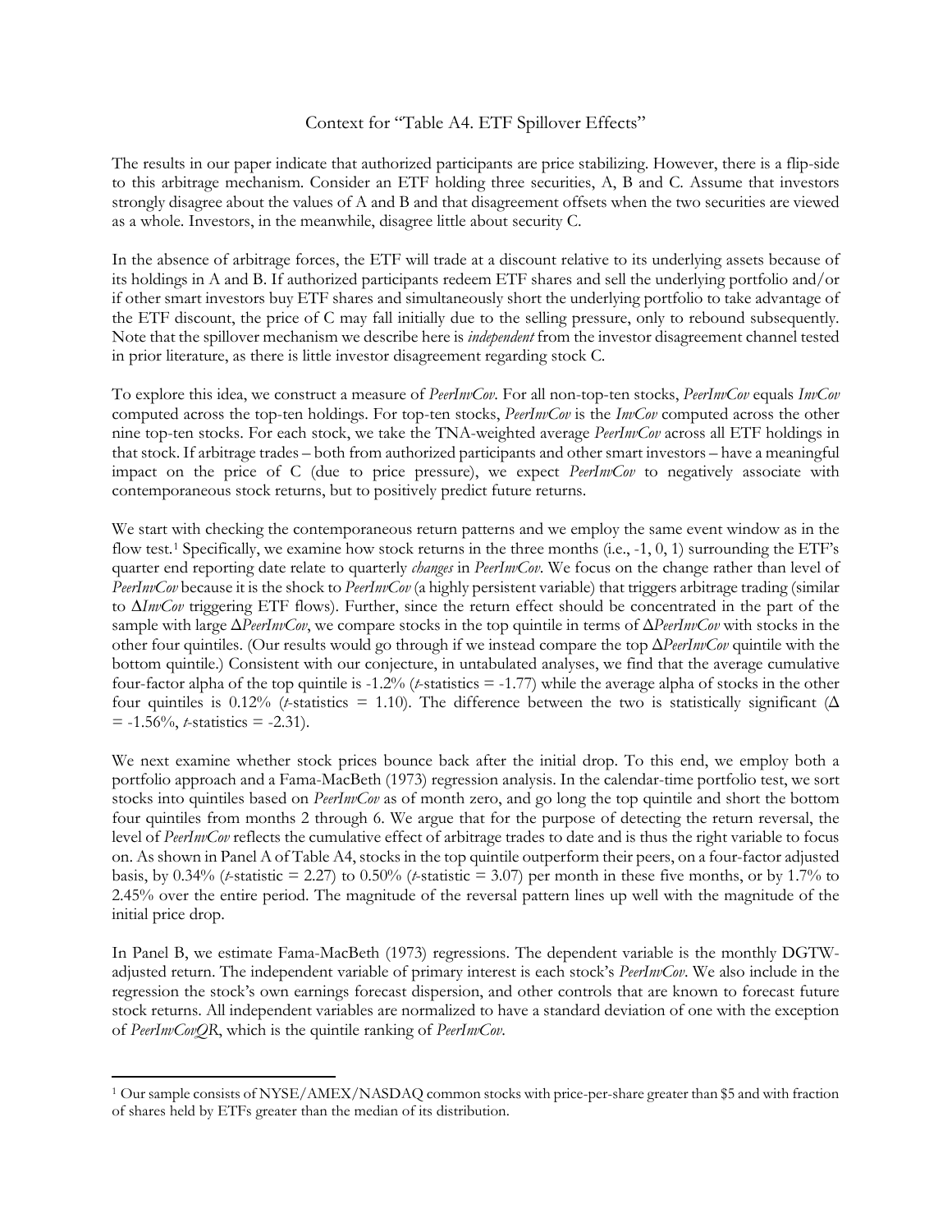# Context for "Table A4. ETF Spillover Effects"

The results in our paper indicate that authorized participants are price stabilizing. However, there is a flip-side to this arbitrage mechanism. Consider an ETF holding three securities, A, B and C. Assume that investors strongly disagree about the values of A and B and that disagreement offsets when the two securities are viewed as a whole. Investors, in the meanwhile, disagree little about security C.

In the absence of arbitrage forces, the ETF will trade at a discount relative to its underlying assets because of its holdings in A and B. If authorized participants redeem ETF shares and sell the underlying portfolio and/or if other smart investors buy ETF shares and simultaneously short the underlying portfolio to take advantage of the ETF discount, the price of C may fall initially due to the selling pressure, only to rebound subsequently. Note that the spillover mechanism we describe here is *independent* from the investor disagreement channel tested in prior literature, as there is little investor disagreement regarding stock C.

To explore this idea, we construct a measure of *PeerInvCov*. For all non-top-ten stocks, *PeerInvCov* equals *InvCov* computed across the top-ten holdings. For top-ten stocks, *PeerInvCov* is the *InvCov* computed across the other nine top-ten stocks. For each stock, we take the TNA-weighted average *PeerInvCov* across all ETF holdings in that stock. If arbitrage trades – both from authorized participants and other smart investors – have a meaningful impact on the price of C (due to price pressure), we expect *PeerInvCov* to negatively associate with contemporaneous stock returns, but to positively predict future returns.

We start with checking the contemporaneous return patterns and we employ the same event window as in the flow test.[1] Specifically, we examine how stock returns in the three months (i.e., -1, 0, 1) surrounding the ETF's quarter end reporting date relate to quarterly *changes* in *PeerInvCov*. We focus on the change rather than level of *PeerInvCov* because it is the shock to *PeerInvCov* (a highly persistent variable) that triggers arbitrage trading (similar to Δ*InvCov* triggering ETF flows). Further, since the return effect should be concentrated in the part of the sample with large Δ*PeerInvCov*, we compare stocks in the top quintile in terms of Δ*PeerInvCov* with stocks in the other four quintiles. (Our results would go through if we instead compare the top Δ*PeerInvCov* quintile with the bottom quintile.) Consistent with our conjecture, in untabulated analyses, we find that the average cumulative four-factor alpha of the top quintile is -1.2% (*t*-statistics = -1.77) while the average alpha of stocks in the other four quintiles is 0.12% (*t*-statistics = 1.10). The difference between the two is statistically significant (Δ = -1.56%, *t*-statistics = -2.31).

We next examine whether stock prices bounce back after the initial drop. To this end, we employ both a portfolio approach and a Fama-MacBeth (1973) regression analysis. In the calendar-time portfolio test, we sort stocks into quintiles based on *PeerInvCov* as of month zero, and go long the top quintile and short the bottom four quintiles from months 2 through 6. We argue that for the purpose of detecting the return reversal, the level of *PeerInvCov* reflects the cumulative effect of arbitrage trades to date and is thus the right variable to focus on. As shown in Panel A of Table A4, stocks in the top quintile outperform their peers, on a four-factor adjusted basis, by 0.34% (*t*-statistic = 2.27) to 0.50% (*t*-statistic = 3.07) per month in these five months, or by 1.7% to 2.45% over the entire period. The magnitude of the reversal pattern lines up well with the magnitude of the initial price drop.

In Panel B, we estimate Fama-MacBeth (1973) regressions. The dependent variable is the monthly DGTW-adjusted return. The independent variable of primary interest is each stock's *PeerInvCov*. We also include in the regression the stock's own earnings forecast dispersion, and other controls that are known to forecast future stock returns. All independent variables are normalized to have a standard deviation of one with the exception of *PeerInvCovQR*, which is the quintile ranking of *PeerInvCov*.

---

[1] Our sample consists of NYSE/AMEX/NASDAQ common stocks with price-per-share greater than $5 and with fraction of shares held by ETFs greater than the median of its distribution.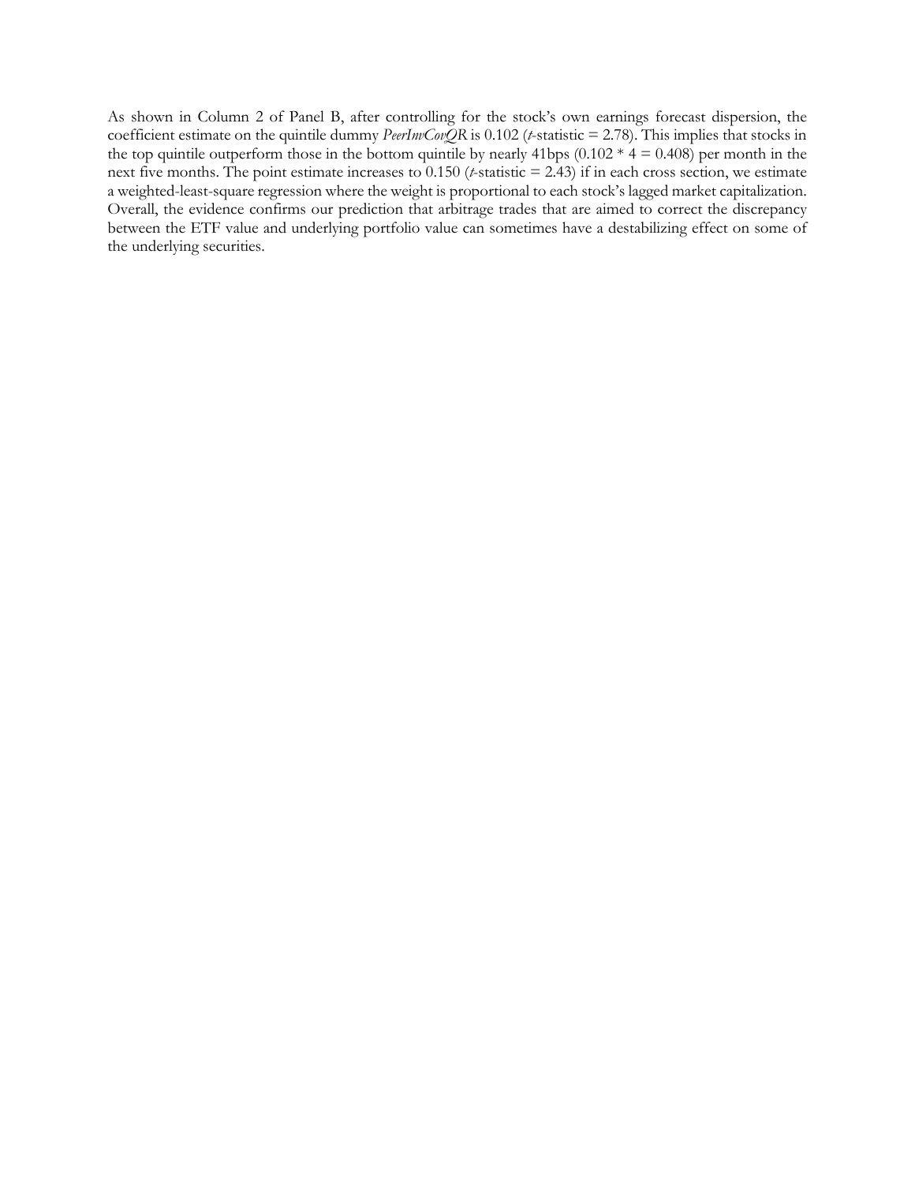As shown in Column 2 of Panel B, after controlling for the stock's own earnings forecast dispersion, the coefficient estimate on the quintile dummy *PeerInvCovQR* is 0.102 (*t*-statistic = 2.78). This implies that stocks in the top quintile outperform those in the bottom quintile by nearly 41bps (0.102 * 4 = 0.408) per month in the next five months. The point estimate increases to 0.150 (*t*-statistic = 2.43) if in each cross section, we estimate a weighted-least-square regression where the weight is proportional to each stock's lagged market capitalization. Overall, the evidence confirms our prediction that arbitrage trades that are aimed to correct the discrepancy between the ETF value and underlying portfolio value can sometimes have a destabilizing effect on some of the underlying securities.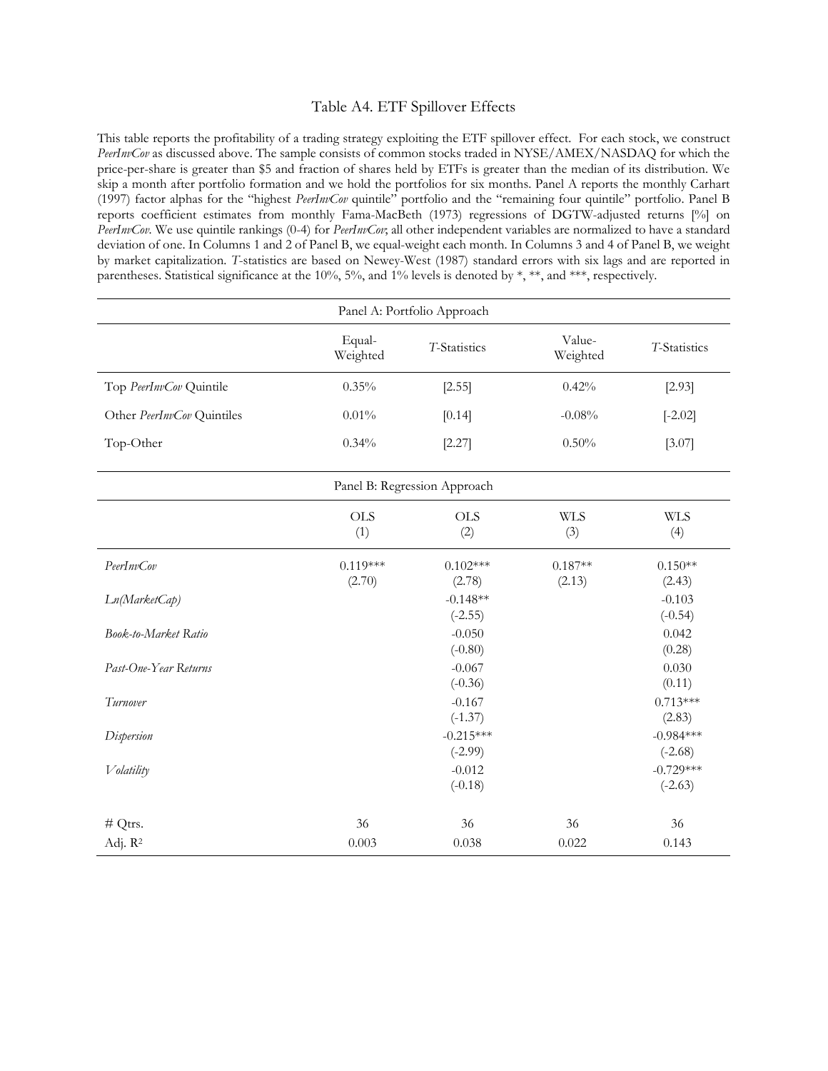# Table A4. ETF Spillover Effects

This table reports the profitability of a trading strategy exploiting the ETF spillover effect. For each stock, we construct *PeerInvCov* as discussed above. The sample consists of common stocks traded in NYSE/AMEX/NASDAQ for which the price-per-share is greater than \$5 and fraction of shares held by ETFs is greater than the median of its distribution. We skip a month after portfolio formation and we hold the portfolios for six months. Panel A reports the monthly Carhart (1997) factor alphas for the "highest *PeerInvCov* quintile" portfolio and the "remaining four quintile" portfolio. Panel B reports coefficient estimates from monthly Fama-MacBeth (1973) regressions of DGTW-adjusted returns [%] on *PeerInvCov*. We use quintile rankings (0-4) for *PeerInvCov*; all other independent variables are normalized to have a standard deviation of one. In Columns 1 and 2 of Panel B, we equal-weight each month. In Columns 3 and 4 of Panel B, we weight by market capitalization. *T*-statistics are based on Newey-West (1987) standard errors with six lags and are reported in parentheses. Statistical significance at the 10%, 5%, and 1% levels is denoted by *, **, and ***, respectively.

| Panel A: Portfolio Approach | | | | |
|---|---|---|---|---|
| | Equal-Weighted | *T*-Statistics | Value-Weighted | *T*-Statistics |
| Top *PeerInvCov* Quintile | 0.35% | [2.55] | 0.42% | [2.93] |
| Other *PeerInvCov* Quintiles | 0.01% | [0.14] | -0.08% | [-2.02] |
| Top-Other | 0.34% | [2.27] | 0.50% | [3.07] |

| Panel B: Regression Approach | | | | |
|---|---|---|---|---|
| | OLS (1) | OLS (2) | WLS (3) | WLS (4) |
| *PeerInvCov* | 0.119*** | 0.102*** | 0.187** | 0.150** |
| | (2.70) | (2.78) | (2.13) | (2.43) |
| *Ln(MarketCap)* | | -0.148** | | -0.103 |
| | | (-2.55) | | (-0.54) |
| *Book-to-Market Ratio* | | -0.050 | | 0.042 |
| | | (-0.80) | | (0.28) |
| *Past-One-Year Returns* | | -0.067 | | 0.030 |
| | | (-0.36) | | (0.11) |
| *Turnover* | | -0.167 | | 0.713*** |
| | | (-1.37) | | (2.83) |
| *Dispersion* | | -0.215*** | | -0.984*** |
| | | (-2.99) | | (-2.68) |
| *Volatility* | | -0.012 | | -0.729*** |
| | | (-0.18) | | (-2.63) |
| # Qtrs. | 36 | 36 | 36 | 36 |
| Adj. $R^2$ | 0.003 | 0.038 | 0.022 | 0.143 |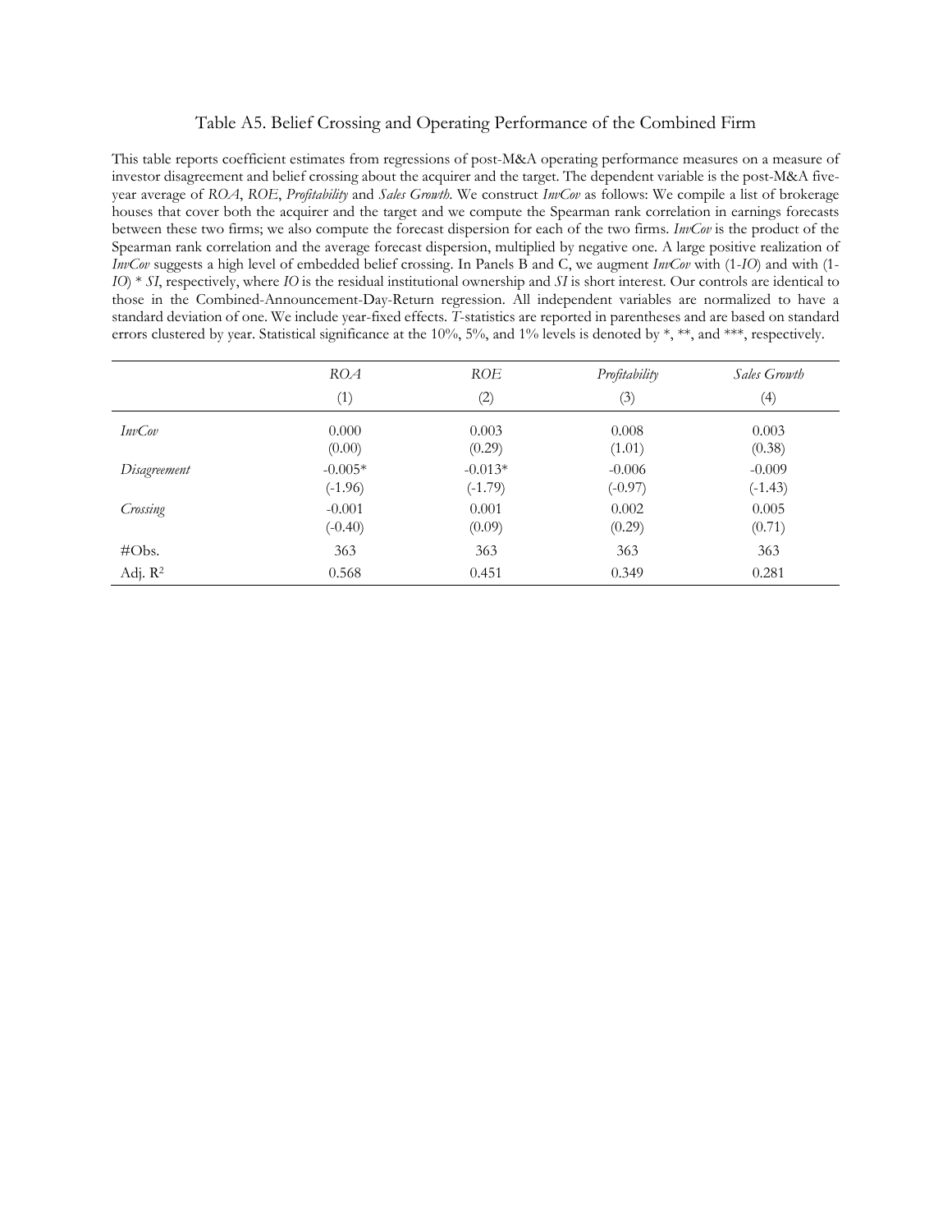Table A5. Belief Crossing and Operating Performance of the Combined Firm

This table reports coefficient estimates from regressions of post-M&A operating performance measures on a measure of investor disagreement and belief crossing about the acquirer and the target. The dependent variable is the post-M&A five-year average of *ROA*, *ROE*, *Profitability* and *Sales Growth*. We construct *InvCov* as follows: We compile a list of brokerage houses that cover both the acquirer and the target and we compute the Spearman rank correlation in earnings forecasts between these two firms; we also compute the forecast dispersion for each of the two firms. *InvCov* is the product of the Spearman rank correlation and the average forecast dispersion, multiplied by negative one. A large positive realization of *InvCov* suggests a high level of embedded belief crossing. In Panels B and C, we augment *InvCov* with (1-*IO*) and with (1-*IO*) * *SI*, respectively, where *IO* is the residual institutional ownership and *SI* is short interest. Our controls are identical to those in the Combined-Announcement-Day-Return regression. All independent variables are normalized to have a standard deviation of one. We include year-fixed effects. *T*-statistics are reported in parentheses and are based on standard errors clustered by year. Statistical significance at the 10%, 5%, and 1% levels is denoted by *, **, and ***, respectively.

| | *ROA* | *ROE* | *Profitability* | *Sales Growth* |
|---|---|---|---|---|
| | (1) | (2) | (3) | (4) |
| *InvCov* | 0.000 | 0.003 | 0.008 | 0.003 |
| | (0.00) | (0.29) | (1.01) | (0.38) |
| *Disagreement* | -0.005* | -0.013* | -0.006 | -0.009 |
| | (-1.96) | (-1.79) | (-0.97) | (-1.43) |
| *Crossing* | -0.001 | 0.001 | 0.002 | 0.005 |
| | (-0.40) | (0.09) | (0.29) | (0.71) |
| #Obs. | 363 | 363 | 363 | 363 |
| Adj. $R^2$ | 0.568 | 0.451 | 0.349 | 0.281 |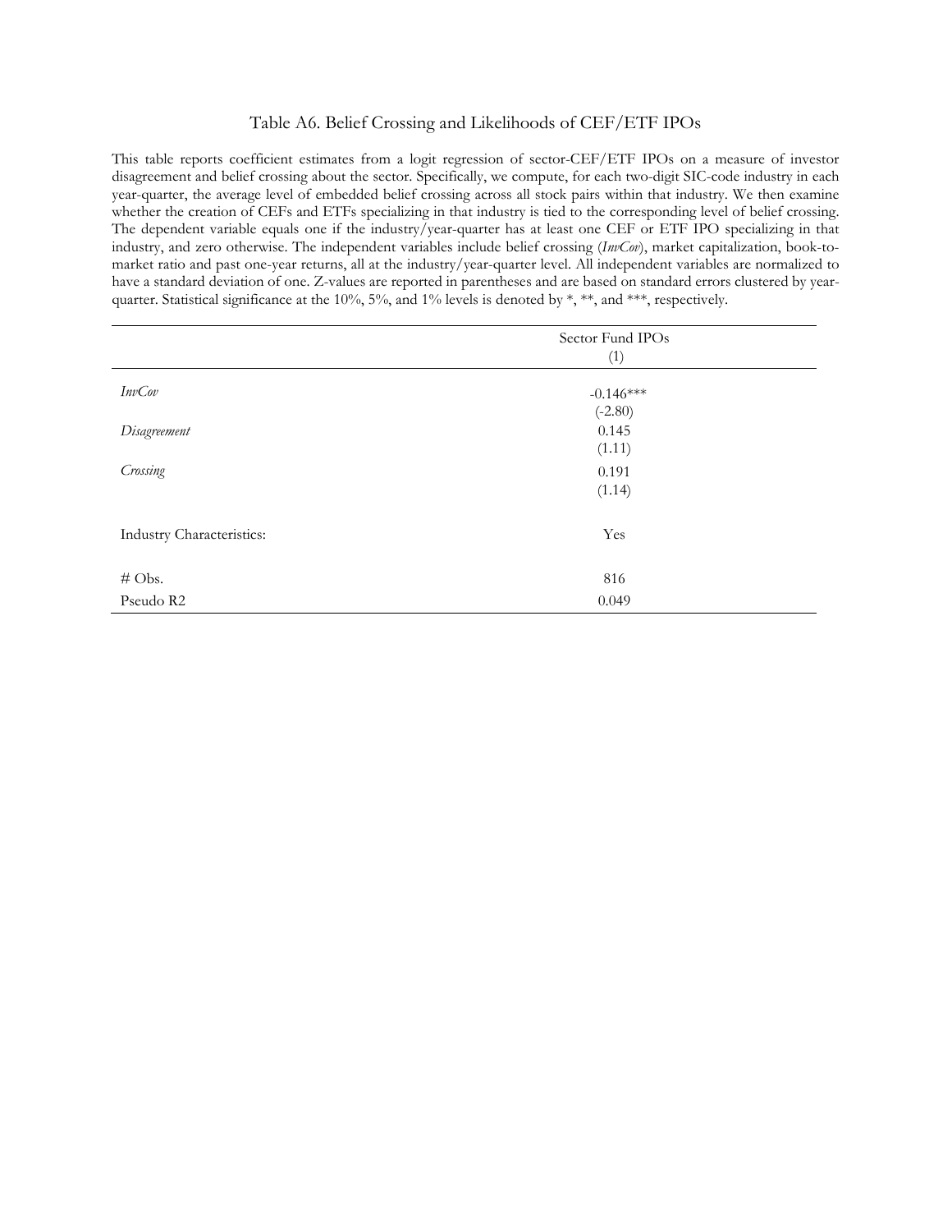# Table A6. Belief Crossing and Likelihoods of CEF/ETF IPOs

This table reports coefficient estimates from a logit regression of sector-CEF/ETF IPOs on a measure of investor disagreement and belief crossing about the sector. Specifically, we compute, for each two-digit SIC-code industry in each year-quarter, the average level of embedded belief crossing across all stock pairs within that industry. We then examine whether the creation of CEFs and ETFs specializing in that industry is tied to the corresponding level of belief crossing. The dependent variable equals one if the industry/year-quarter has at least one CEF or ETF IPO specializing in that industry, and zero otherwise. The independent variables include belief crossing (*InvCov*), market capitalization, book-to-market ratio and past one-year returns, all at the industry/year-quarter level. All independent variables are normalized to have a standard deviation of one. Z-values are reported in parentheses and are based on standard errors clustered by year-quarter. Statistical significance at the 10%, 5%, and 1% levels is denoted by *, **, and ***, respectively.

| | Sector Fund IPOs |
|---|---|
| | (1) |
| *InvCov* | -0.146*** |
| | (-2.80) |
| *Disagreement* | 0.145 |
| | (1.11) |
| *Crossing* | 0.191 |
| | (1.14) |
| Industry Characteristics: | Yes |
| # Obs. | 816 |
| Pseudo R2 | 0.049 |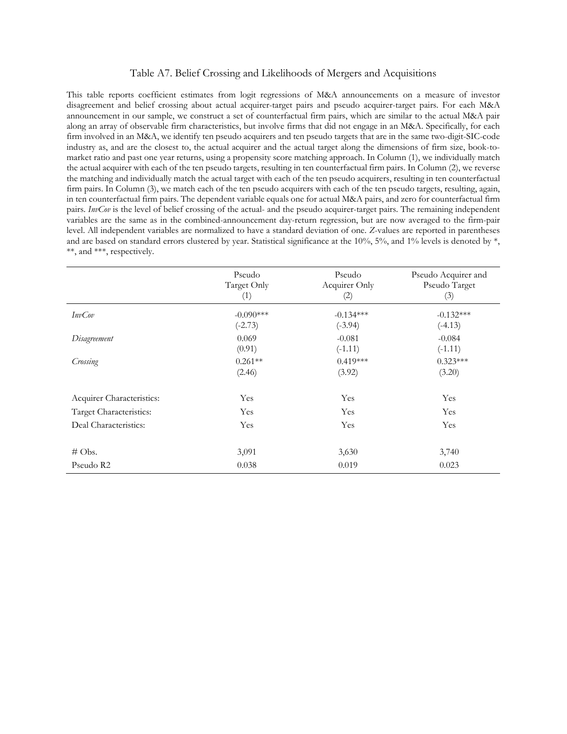# Table A7. Belief Crossing and Likelihoods of Mergers and Acquisitions

This table reports coefficient estimates from logit regressions of M&A announcements on a measure of investor disagreement and belief crossing about actual acquirer-target pairs and pseudo acquirer-target pairs. For each M&A announcement in our sample, we construct a set of counterfactual firm pairs, which are similar to the actual M&A pair along an array of observable firm characteristics, but involve firms that did not engage in an M&A. Specifically, for each firm involved in an M&A, we identify ten pseudo acquirers and ten pseudo targets that are in the same two-digit-SIC-code industry as, and are the closest to, the actual acquirer and the actual target along the dimensions of firm size, book-to-market ratio and past one year returns, using a propensity score matching approach. In Column (1), we individually match the actual acquirer with each of the ten pseudo targets, resulting in ten counterfactual firm pairs. In Column (2), we reverse the matching and individually match the actual target with each of the ten pseudo acquirers, resulting in ten counterfactual firm pairs. In Column (3), we match each of the ten pseudo acquirers with each of the ten pseudo targets, resulting, again, in ten counterfactual firm pairs. The dependent variable equals one for actual M&A pairs, and zero for counterfactual firm pairs. *InvCov* is the level of belief crossing of the actual- and the pseudo acquirer-target pairs. The remaining independent variables are the same as in the combined-announcement day-return regression, but are now averaged to the firm-pair level. All independent variables are normalized to have a standard deviation of one. *Z*-values are reported in parentheses and are based on standard errors clustered by year. Statistical significance at the 10%, 5%, and 1% levels is denoted by *, **, and ***, respectively.

| | Pseudo Target Only (1) | Pseudo Acquirer Only (2) | Pseudo Acquirer and Pseudo Target (3) |
|---|---|---|---|
| *InvCov* | -0.090*** | -0.134*** | -0.132*** |
| | (-2.73) | (-3.94) | (-4.13) |
| *Disagreement* | 0.069 | -0.081 | -0.084 |
| | (0.91) | (-1.11) | (-1.11) |
| *Crossing* | 0.261** | 0.419*** | 0.323*** |
| | (2.46) | (3.92) | (3.20) |
| | | | |
| Acquirer Characteristics: | Yes | Yes | Yes |
| Target Characteristics: | Yes | Yes | Yes |
| Deal Characteristics: | Yes | Yes | Yes |
| | | | |
| # Obs. | 3,091 | 3,630 | 3,740 |
| Pseudo R2 | 0.038 | 0.019 | 0.023 |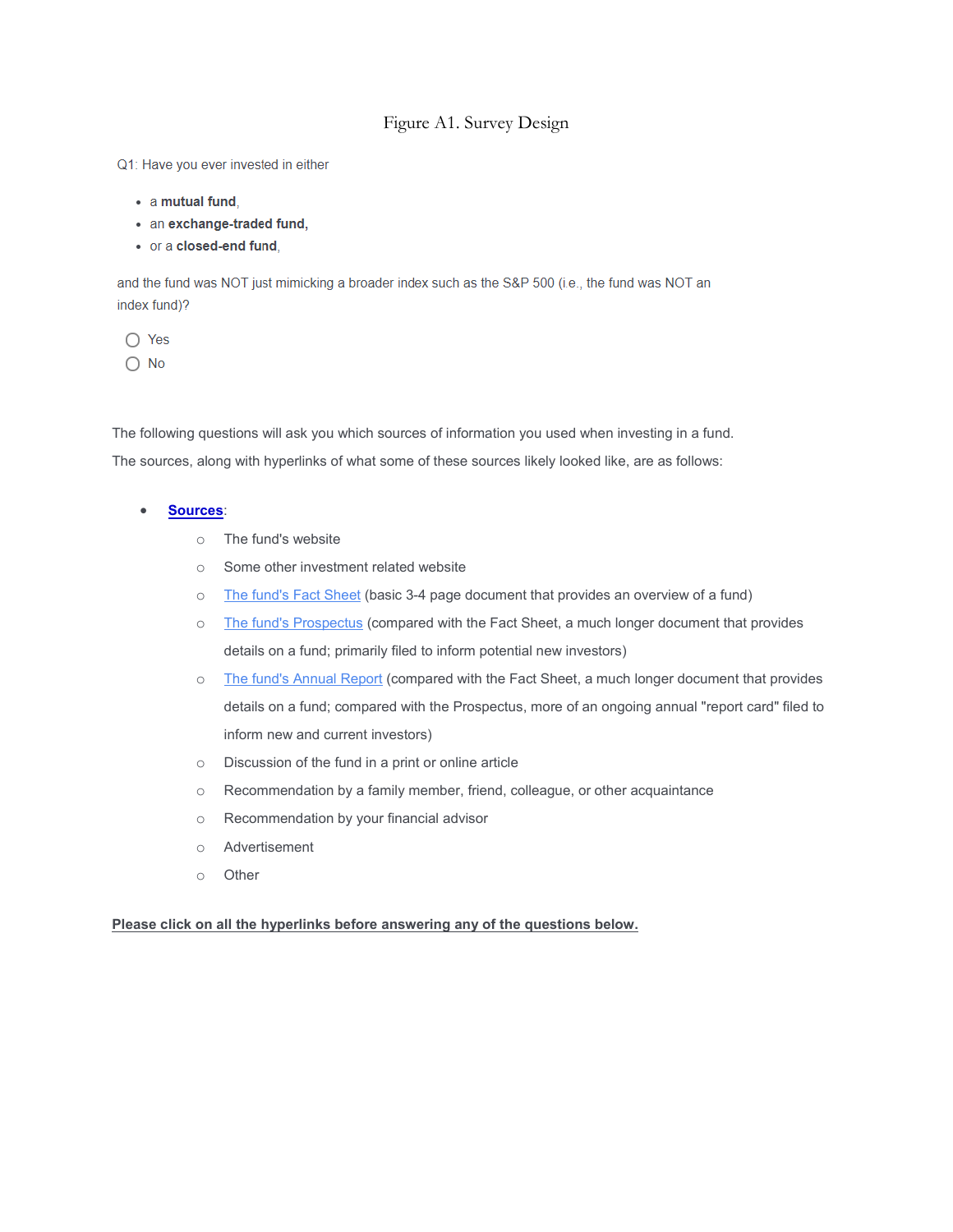# Figure A1. Survey Design

Q1: Have you ever invested in either

- a **mutual fund**,
- an **exchange-traded fund,**
- or a **closed-end fund**,

and the fund was NOT just mimicking a broader index such as the S&P 500 (i.e., the fund was NOT an index fund)?

- ◯ Yes
- ◯ No

The following questions will ask you which sources of information you used when investing in a fund.

The sources, along with hyperlinks of what some of these sources likely looked like, are as follows:

- **Sources**:
  - The fund's website
  - Some other investment related website
  - The fund's Fact Sheet (basic 3-4 page document that provides an overview of a fund)
  - The fund's Prospectus (compared with the Fact Sheet, a much longer document that provides details on a fund; primarily filed to inform potential new investors)
  - The fund's Annual Report (compared with the Fact Sheet, a much longer document that provides details on a fund; compared with the Prospectus, more of an ongoing annual "report card" filed to inform new and current investors)
  - Discussion of the fund in a print or online article
  - Recommendation by a family member, friend, colleague, or other acquaintance
  - Recommendation by your financial advisor
  - Advertisement
  - Other

**Please click on all the hyperlinks before answering any of the questions below.**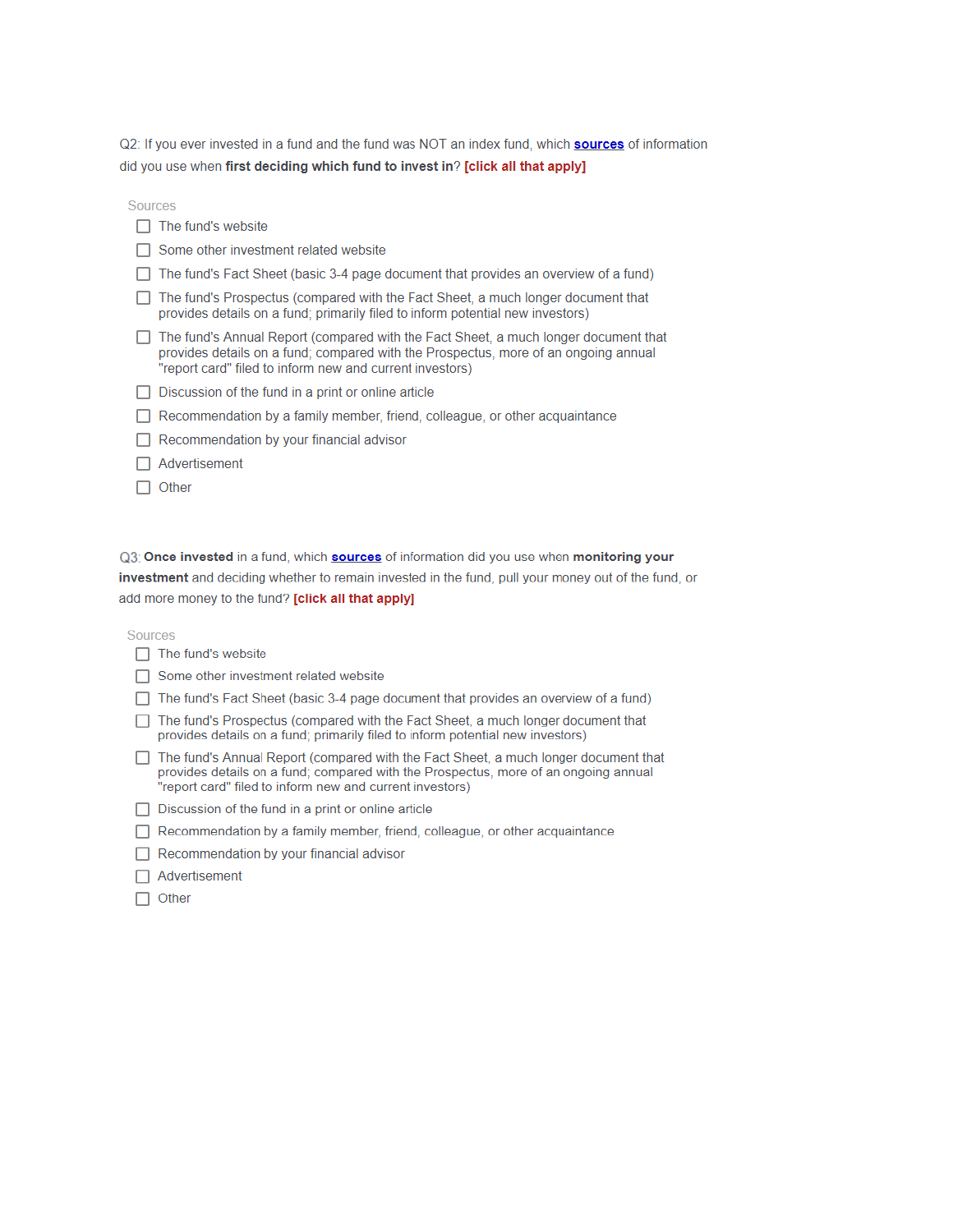Q2: If you ever invested in a fund and the fund was NOT an index fund, which **sources** of information did you use when **first deciding which fund to invest in**? **[click all that apply]**

Sources

- [ ] The fund's website
- [ ] Some other investment related website
- [ ] The fund's Fact Sheet (basic 3-4 page document that provides an overview of a fund)
- [ ] The fund's Prospectus (compared with the Fact Sheet, a much longer document that provides details on a fund; primarily filed to inform potential new investors)
- [ ] The fund's Annual Report (compared with the Fact Sheet, a much longer document that provides details on a fund; compared with the Prospectus, more of an ongoing annual "report card" filed to inform new and current investors)
- [ ] Discussion of the fund in a print or online article
- [ ] Recommendation by a family member, friend, colleague, or other acquaintance
- [ ] Recommendation by your financial advisor
- [ ] Advertisement
- [ ] Other

Q3: **Once invested** in a fund, which **sources** of information did you use when **monitoring your investment** and deciding whether to remain invested in the fund, pull your money out of the fund, or add more money to the fund? **[click all that apply]**

Sources

- [ ] The fund's website
- [ ] Some other investment related website
- [ ] The fund's Fact Sheet (basic 3-4 page document that provides an overview of a fund)
- [ ] The fund's Prospectus (compared with the Fact Sheet, a much longer document that provides details on a fund; primarily filed to inform potential new investors)
- [ ] The fund's Annual Report (compared with the Fact Sheet, a much longer document that provides details on a fund; compared with the Prospectus, more of an ongoing annual "report card" filed to inform new and current investors)
- [ ] Discussion of the fund in a print or online article
- [ ] Recommendation by a family member, friend, colleague, or other acquaintance
- [ ] Recommendation by your financial advisor
- [ ] Advertisement
- [ ] Other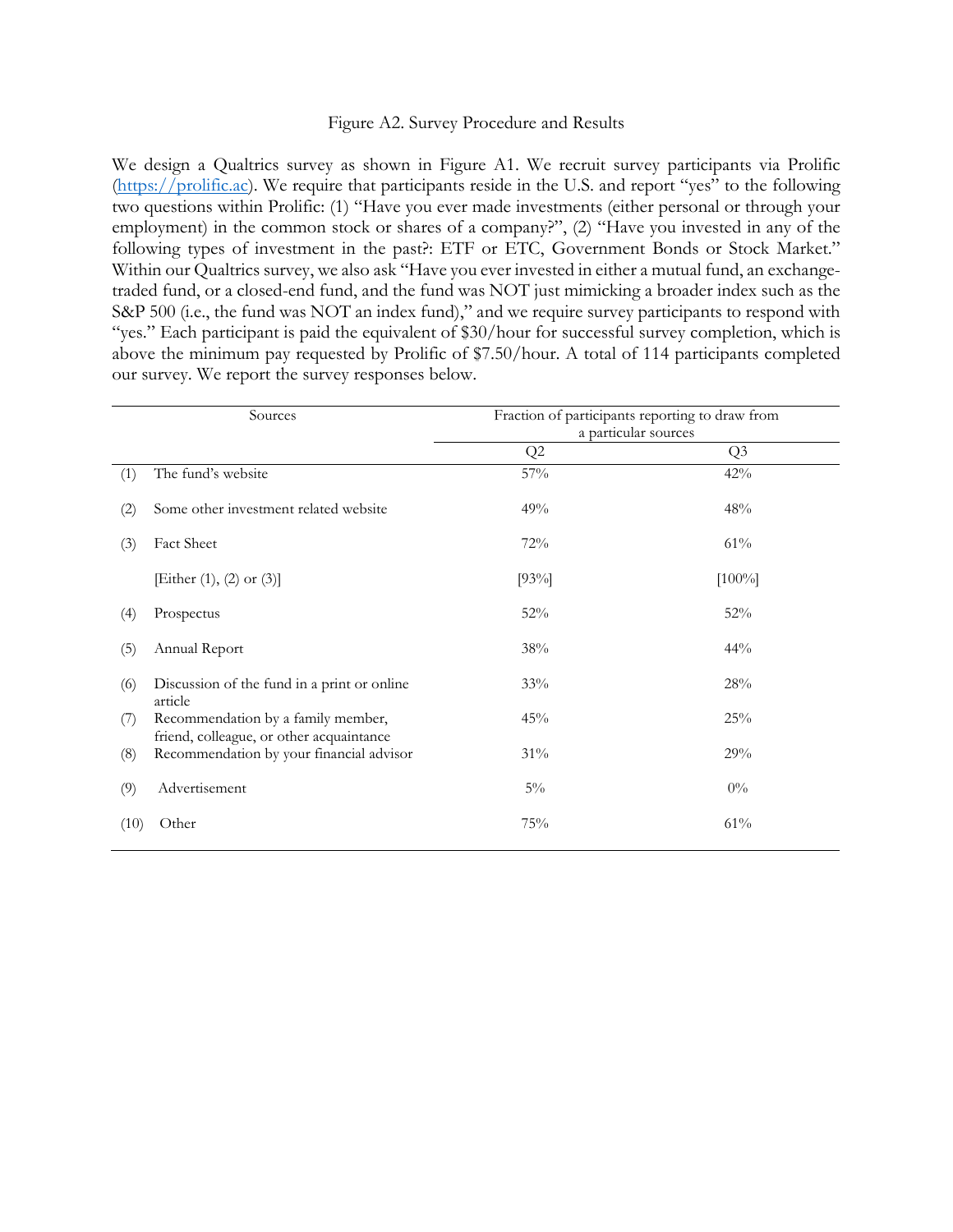Figure A2. Survey Procedure and Results

We design a Qualtrics survey as shown in Figure A1. We recruit survey participants via Prolific (https://prolific.ac). We require that participants reside in the U.S. and report "yes" to the following two questions within Prolific: (1) "Have you ever made investments (either personal or through your employment) in the common stock or shares of a company?", (2) "Have you invested in any of the following types of investment in the past?: ETF or ETC, Government Bonds or Stock Market." Within our Qualtrics survey, we also ask "Have you ever invested in either a mutual fund, an exchange-traded fund, or a closed-end fund, and the fund was NOT just mimicking a broader index such as the S&P 500 (i.e., the fund was NOT an index fund)," and we require survey participants to respond with "yes." Each participant is paid the equivalent of $30/hour for successful survey completion, which is above the minimum pay requested by Prolific of $7.50/hour. A total of 114 participants completed our survey. We report the survey responses below.

| | Sources | Fraction of participants reporting to draw from a particular sources | |
|---|---|---|---|
| | | Q2 | Q3 |
| (1) | The fund's website | 57% | 42% |
| (2) | Some other investment related website | 49% | 48% |
| (3) | Fact Sheet | 72% | 61% |
| | [Either (1), (2) or (3)] | [93%] | [100%] |
| (4) | Prospectus | 52% | 52% |
| (5) | Annual Report | 38% | 44% |
| (6) | Discussion of the fund in a print or online article | 33% | 28% |
| (7) | Recommendation by a family member, friend, colleague, or other acquaintance | 45% | 25% |
| (8) | Recommendation by your financial advisor | 31% | 29% |
| (9) | Advertisement | 5% | 0% |
| (10) | Other | 75% | 61% |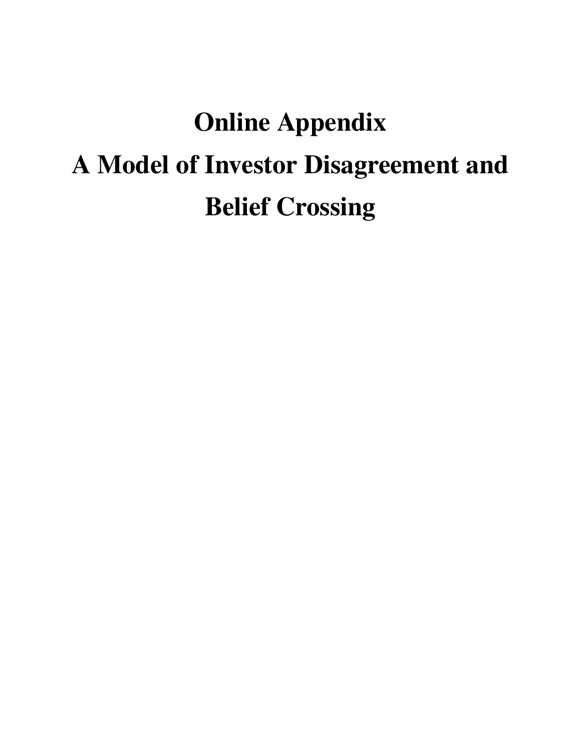# Online Appendix

# A Model of Investor Disagreement and Belief Crossing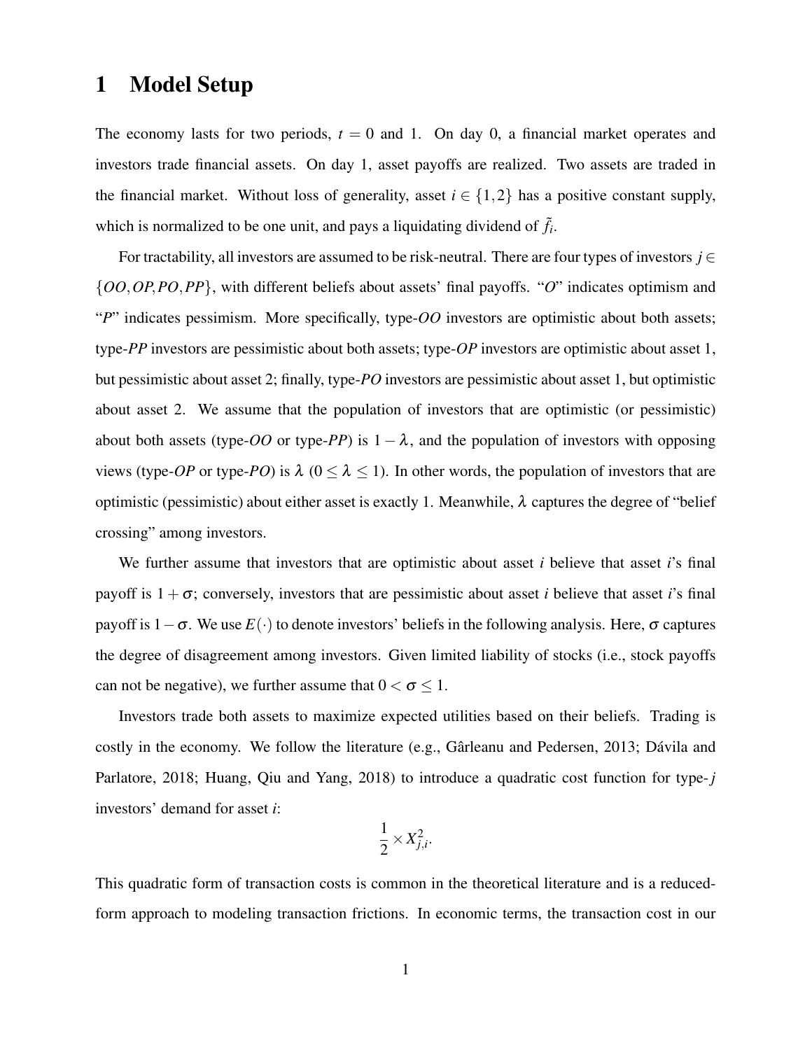# 1 Model Setup

The economy lasts for two periods, $t = 0$ and 1. On day 0, a financial market operates and investors trade financial assets. On day 1, asset payoffs are realized. Two assets are traded in the financial market. Without loss of generality, asset $i \in \{1,2\}$ has a positive constant supply, which is normalized to be one unit, and pays a liquidating dividend of $\tilde{f}_i$.

For tractability, all investors are assumed to be risk-neutral. There are four types of investors $j \in \{OO, OP, PO, PP\}$, with different beliefs about assets' final payoffs. "*O*" indicates optimism and "*P*" indicates pessimism. More specifically, type-*OO* investors are optimistic about both assets; type-*PP* investors are pessimistic about both assets; type-*OP* investors are optimistic about asset 1, but pessimistic about asset 2; finally, type-*PO* investors are pessimistic about asset 1, but optimistic about asset 2. We assume that the population of investors that are optimistic (or pessimistic) about both assets (type-*OO* or type-*PP*) is $1-\lambda$, and the population of investors with opposing views (type-*OP* or type-*PO*) is $\lambda$ ($0 \leq \lambda \leq 1$). In other words, the population of investors that are optimistic (pessimistic) about either asset is exactly 1. Meanwhile, $\lambda$ captures the degree of "belief crossing" among investors.

We further assume that investors that are optimistic about asset *i* believe that asset *i*'s final payoff is $1+\sigma$; conversely, investors that are pessimistic about asset *i* believe that asset *i*'s final payoff is $1-\sigma$. We use $E(\cdot)$ to denote investors' beliefs in the following analysis. Here, $\sigma$ captures the degree of disagreement among investors. Given limited liability of stocks (i.e., stock payoffs can not be negative), we further assume that $0 < \sigma \leq 1$.

Investors trade both assets to maximize expected utilities based on their beliefs. Trading is costly in the economy. We follow the literature (e.g., Gârleanu and Pedersen, 2013; Dávila and Parlatore, 2018; Huang, Qiu and Yang, 2018) to introduce a quadratic cost function for type-$j$ investors' demand for asset *i*:

$$\frac{1}{2} \times X_{j,i}^2.$$

This quadratic form of transaction costs is common in the theoretical literature and is a reduced-form approach to modeling transaction frictions. In economic terms, the transaction cost in our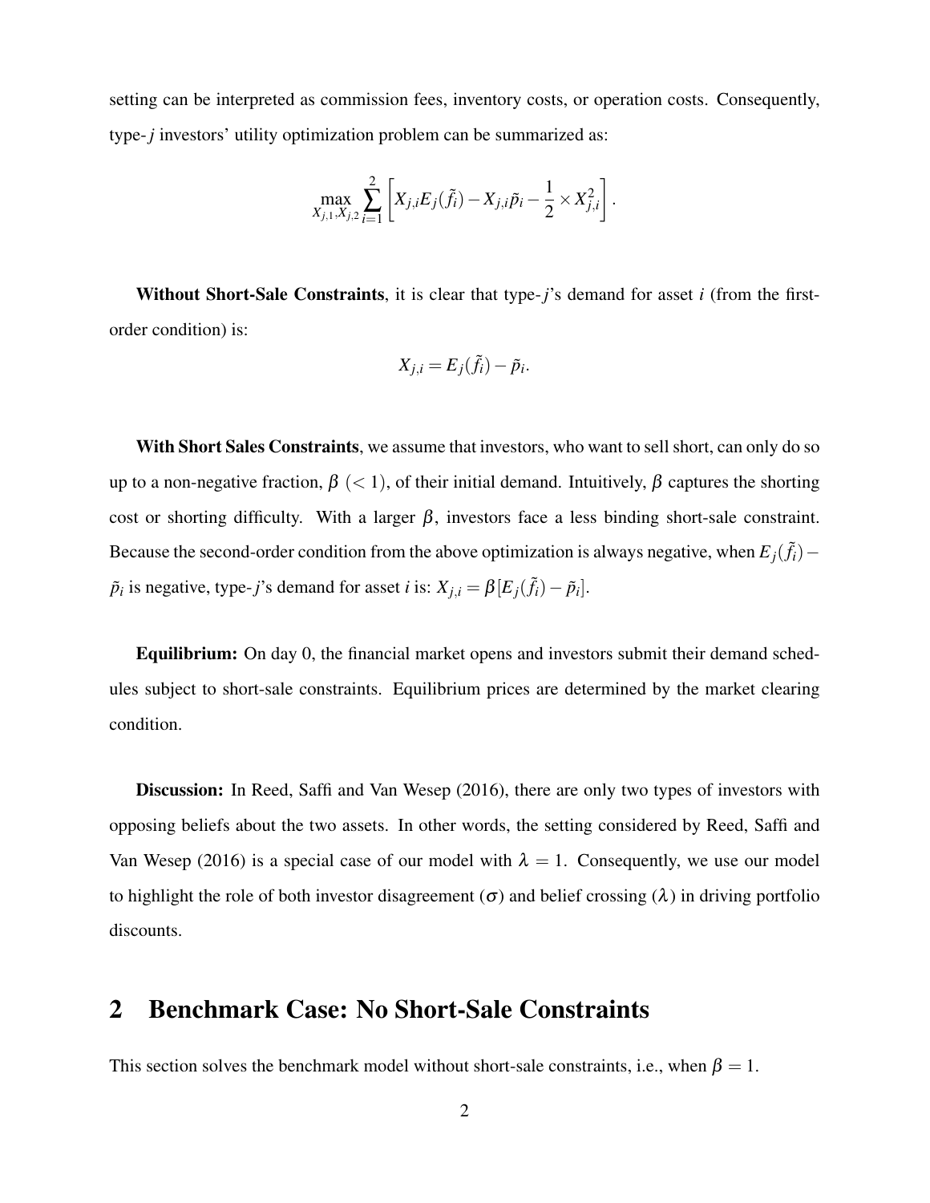setting can be interpreted as commission fees, inventory costs, or operation costs. Consequently, type-$j$ investors' utility optimization problem can be summarized as:

$$\max_{X_{j,1},X_{j,2}} \sum_{i=1}^{2} \left[ X_{j,i} E_j(\tilde{f}_i) - X_{j,i}\tilde{p}_i - \frac{1}{2} \times X_{j,i}^2 \right].$$

**Without Short-Sale Constraints**, it is clear that type-$j$'s demand for asset $i$ (from the first-order condition) is:

$$X_{j,i} = E_j(\tilde{f}_i) - \tilde{p}_i.$$

**With Short Sales Constraints**, we assume that investors, who want to sell short, can only do so up to a non-negative fraction, $\beta$ $(< 1)$, of their initial demand. Intuitively, $\beta$ captures the shorting cost or shorting difficulty. With a larger $\beta$, investors face a less binding short-sale constraint. Because the second-order condition from the above optimization is always negative, when $E_j(\tilde{f}_i) - \tilde{p}_i$ is negative, type-$j$'s demand for asset $i$ is: $X_{j,i} = \beta[E_j(\tilde{f}_i) - \tilde{p}_i]$.

**Equilibrium:** On day 0, the financial market opens and investors submit their demand schedules subject to short-sale constraints. Equilibrium prices are determined by the market clearing condition.

**Discussion:** In Reed, Saffi and Van Wesep (2016), there are only two types of investors with opposing beliefs about the two assets. In other words, the setting considered by Reed, Saffi and Van Wesep (2016) is a special case of our model with $\lambda = 1$. Consequently, we use our model to highlight the role of both investor disagreement ($\sigma$) and belief crossing ($\lambda$) in driving portfolio discounts.

## 2 Benchmark Case: No Short-Sale Constraints

This section solves the benchmark model without short-sale constraints, i.e., when $\beta = 1$.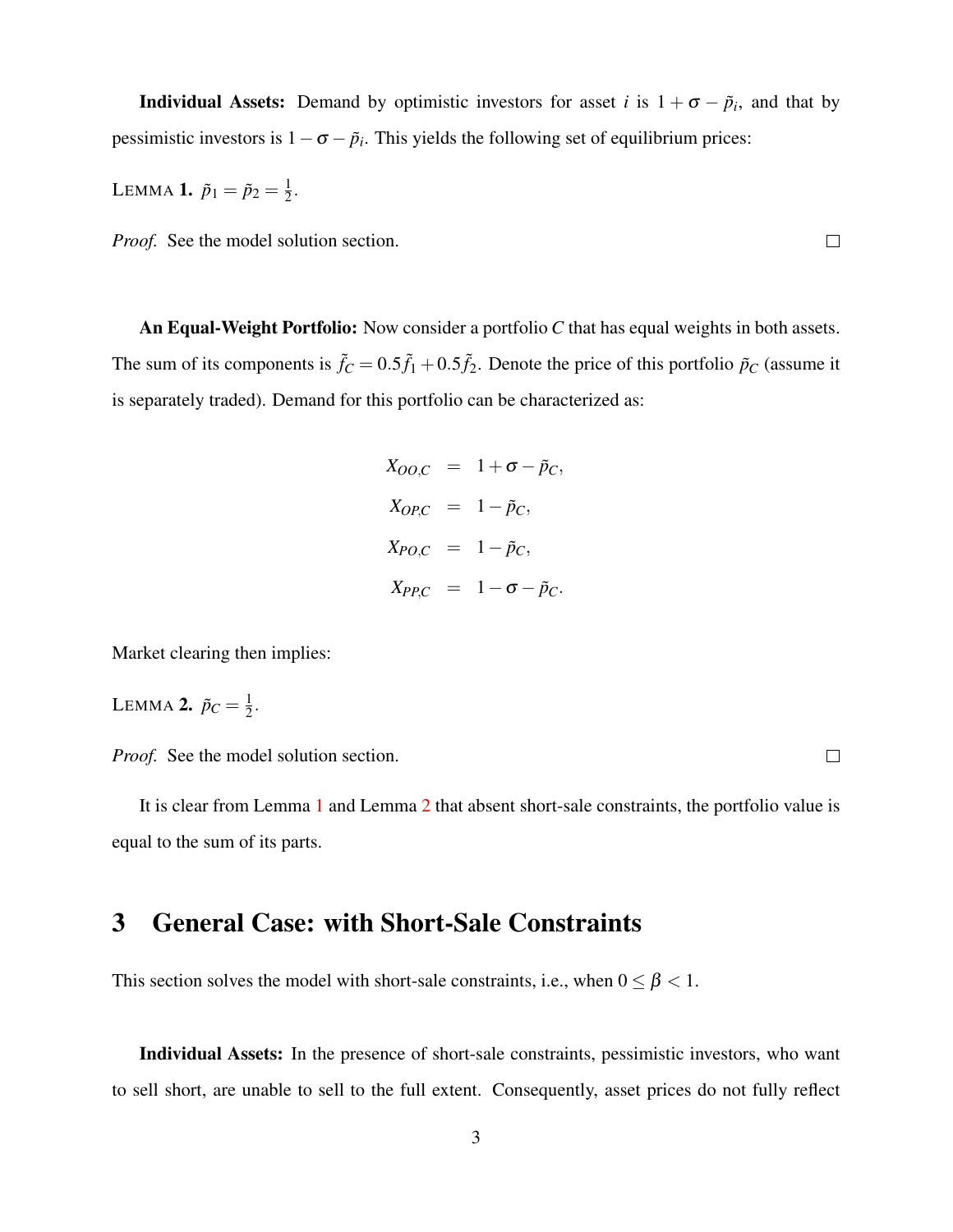**Individual Assets:** Demand by optimistic investors for asset $i$ is $1+\sigma-\tilde{p}_i$, and that by pessimistic investors is $1-\sigma-\tilde{p}_i$. This yields the following set of equilibrium prices:

LEMMA **1.** $\tilde{p}_1 = \tilde{p}_2 = \frac{1}{2}$.

*Proof.* See the model solution section. □

**An Equal-Weight Portfolio:** Now consider a portfolio $C$ that has equal weights in both assets. The sum of its components is $\tilde{f}_C = 0.5\tilde{f}_1 + 0.5\tilde{f}_2$. Denote the price of this portfolio $\tilde{p}_C$ (assume it is separately traded). Demand for this portfolio can be characterized as:

$$
\begin{aligned}
X_{OO,C} &= 1+\sigma-\tilde{p}_C, \\
X_{OP,C} &= 1-\tilde{p}_C, \\
X_{PO,C} &= 1-\tilde{p}_C, \\
X_{PP,C} &= 1-\sigma-\tilde{p}_C.
\end{aligned}
$$

Market clearing then implies:

LEMMA **2.** $\tilde{p}_C = \frac{1}{2}$.

*Proof.* See the model solution section. □

It is clear from Lemma 1 and Lemma 2 that absent short-sale constraints, the portfolio value is equal to the sum of its parts.

# 3 General Case: with Short-Sale Constraints

This section solves the model with short-sale constraints, i.e., when $0 \leq \beta < 1$.

**Individual Assets:** In the presence of short-sale constraints, pessimistic investors, who want to sell short, are unable to sell to the full extent. Consequently, asset prices do not fully reflect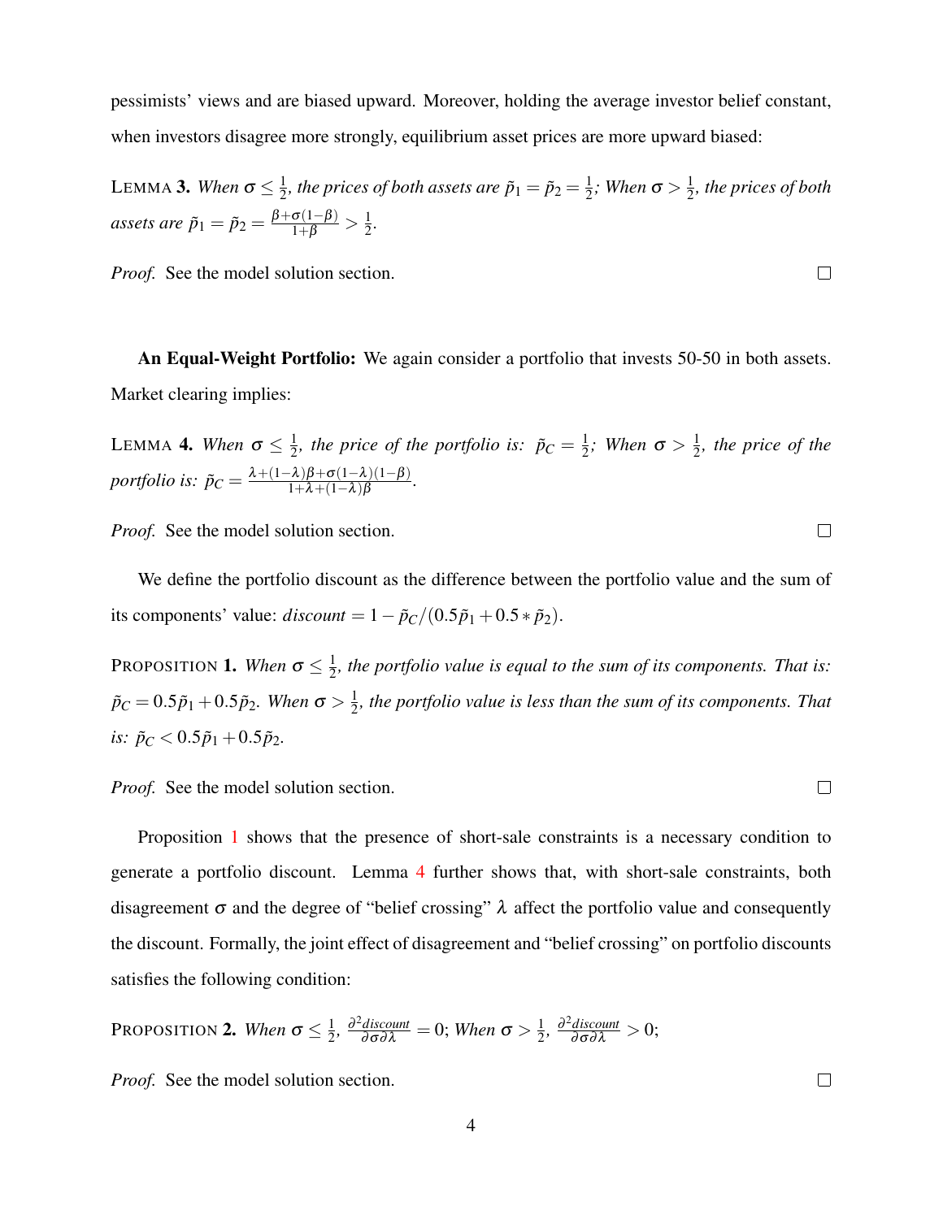pessimists' views and are biased upward. Moreover, holding the average investor belief constant, when investors disagree more strongly, equilibrium asset prices are more upward biased:

LEMMA **3.** *When $\sigma \leq \frac{1}{2}$, the prices of both assets are $\tilde{p}_1 = \tilde{p}_2 = \frac{1}{2}$; When $\sigma > \frac{1}{2}$, the prices of both assets are $\tilde{p}_1 = \tilde{p}_2 = \frac{\beta + \sigma(1-\beta)}{1+\beta} > \frac{1}{2}$.*

*Proof.* See the model solution section. □

**An Equal-Weight Portfolio:** We again consider a portfolio that invests 50-50 in both assets. Market clearing implies:

LEMMA **4.** *When $\sigma \leq \frac{1}{2}$, the price of the portfolio is: $\tilde{p}_C = \frac{1}{2}$; When $\sigma > \frac{1}{2}$, the price of the portfolio is: $\tilde{p}_C = \frac{\lambda + (1-\lambda)\beta + \sigma(1-\lambda)(1-\beta)}{1+\lambda+(1-\lambda)\beta}$.*

*Proof.* See the model solution section. □

We define the portfolio discount as the difference between the portfolio value and the sum of its components' value: $discount = 1 - \tilde{p}_C/(0.5\tilde{p}_1 + 0.5 * \tilde{p}_2)$.

PROPOSITION **1.** *When $\sigma \leq \frac{1}{2}$, the portfolio value is equal to the sum of its components. That is: $\tilde{p}_C = 0.5\tilde{p}_1 + 0.5\tilde{p}_2$. When $\sigma > \frac{1}{2}$, the portfolio value is less than the sum of its components. That is: $\tilde{p}_C < 0.5\tilde{p}_1 + 0.5\tilde{p}_2$.*

*Proof.* See the model solution section. □

Proposition 1 shows that the presence of short-sale constraints is a necessary condition to generate a portfolio discount. Lemma 4 further shows that, with short-sale constraints, both disagreement $\sigma$ and the degree of "belief crossing" $\lambda$ affect the portfolio value and consequently the discount. Formally, the joint effect of disagreement and "belief crossing" on portfolio discounts satisfies the following condition:

PROPOSITION **2.** *When $\sigma \leq \frac{1}{2}$, $\frac{\partial^2 discount}{\partial \sigma \partial \lambda} = 0$; When $\sigma > \frac{1}{2}$, $\frac{\partial^2 discount}{\partial \sigma \partial \lambda} > 0$;*

*Proof.* See the model solution section. □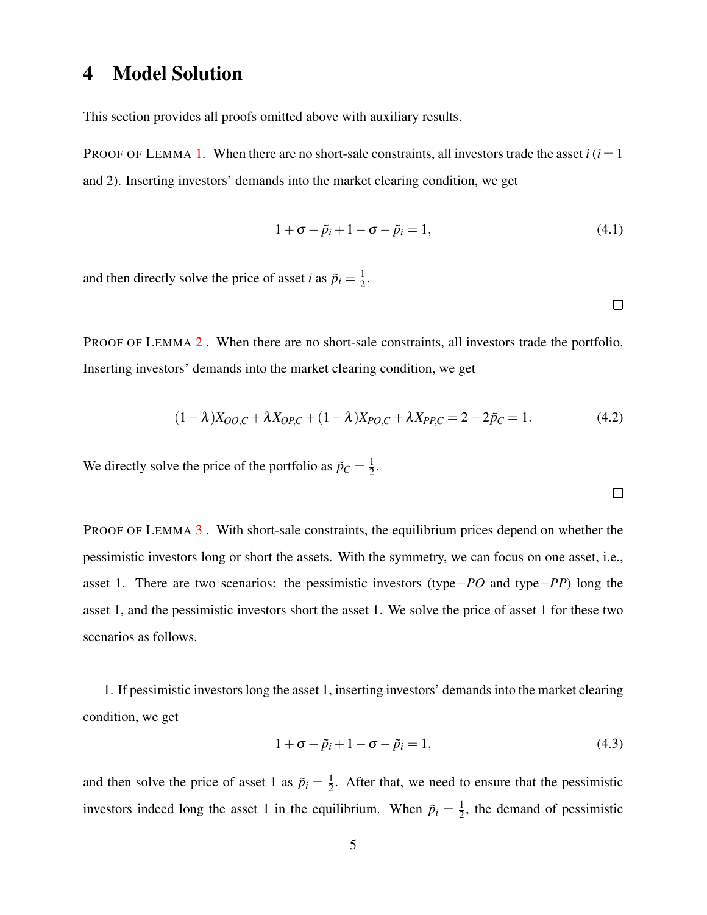# 4 Model Solution

This section provides all proofs omitted above with auxiliary results.

PROOF OF LEMMA 1. When there are no short-sale constraints, all investors trade the asset $i$ ($i = 1$ and 2). Inserting investors' demands into the market clearing condition, we get

$$1 + \sigma - \tilde{p}_i + 1 - \sigma - \tilde{p}_i = 1, \tag{4.1}$$

and then directly solve the price of asset $i$ as $\tilde{p}_i = \frac{1}{2}$.

□

PROOF OF LEMMA 2 . When there are no short-sale constraints, all investors trade the portfolio. Inserting investors' demands into the market clearing condition, we get

$$(1-\lambda)X_{OO,C} + \lambda X_{OP,C} + (1-\lambda)X_{PO,C} + \lambda X_{PP,C} = 2 - 2\tilde{p}_C = 1. \tag{4.2}$$

We directly solve the price of the portfolio as $\tilde{p}_C = \frac{1}{2}$.

□

PROOF OF LEMMA 3 . With short-sale constraints, the equilibrium prices depend on whether the pessimistic investors long or short the assets. With the symmetry, we can focus on one asset, i.e., asset 1. There are two scenarios: the pessimistic investors (type$-PO$ and type$-PP$) long the asset 1, and the pessimistic investors short the asset 1. We solve the price of asset 1 for these two scenarios as follows.

1. If pessimistic investors long the asset 1, inserting investors' demands into the market clearing condition, we get

$$1 + \sigma - \tilde{p}_i + 1 - \sigma - \tilde{p}_i = 1, \tag{4.3}$$

and then solve the price of asset 1 as $\tilde{p}_i = \frac{1}{2}$. After that, we need to ensure that the pessimistic investors indeed long the asset 1 in the equilibrium. When $\tilde{p}_i = \frac{1}{2}$, the demand of pessimistic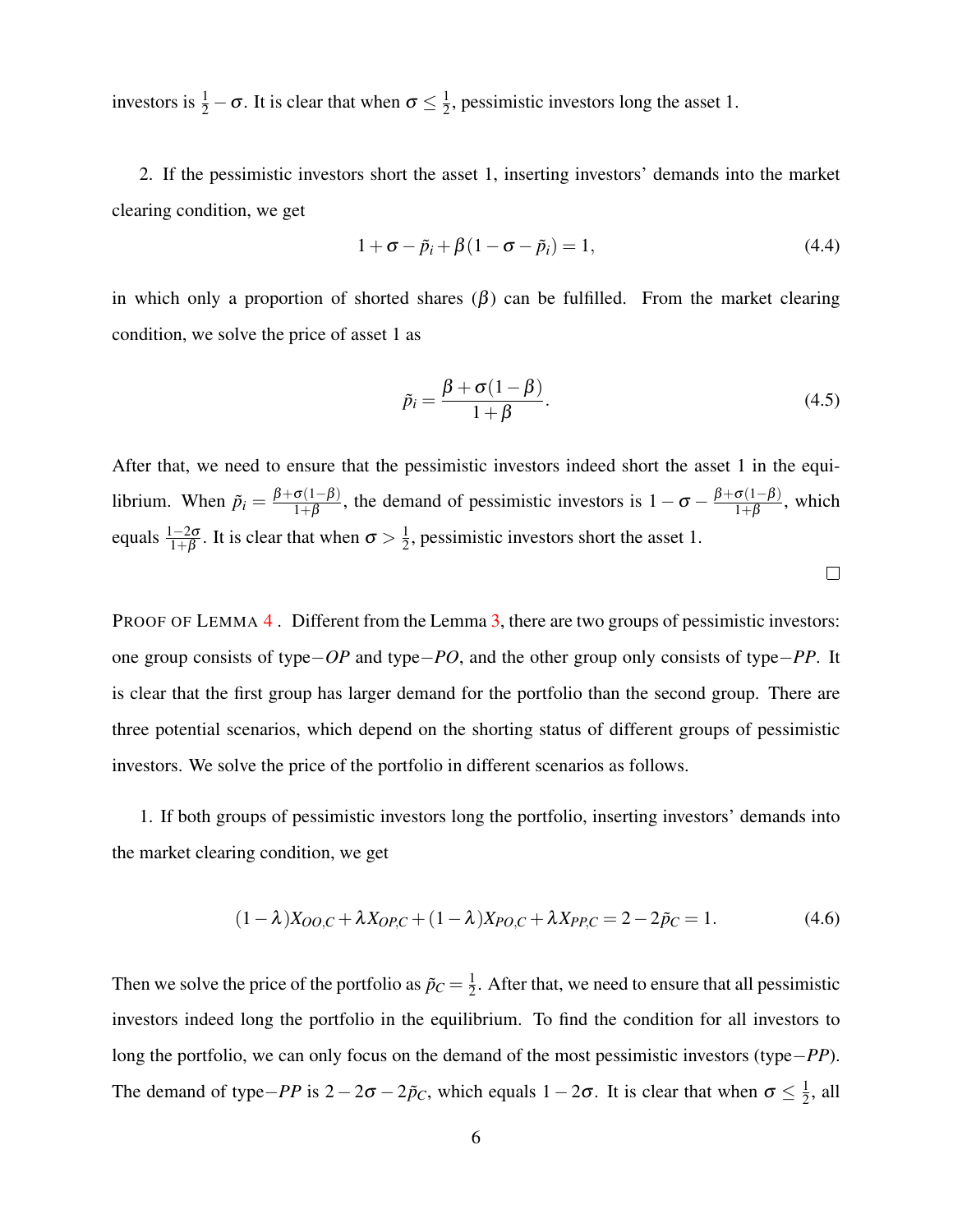investors is $\frac{1}{2} - \sigma$. It is clear that when $\sigma \leq \frac{1}{2}$, pessimistic investors long the asset 1.

2. If the pessimistic investors short the asset 1, inserting investors' demands into the market clearing condition, we get

$$1 + \sigma - \tilde{p}_i + \beta(1 - \sigma - \tilde{p}_i) = 1, \tag{4.4}$$

in which only a proportion of shorted shares ($\beta$) can be fulfilled. From the market clearing condition, we solve the price of asset 1 as

$$\tilde{p}_i = \frac{\beta + \sigma(1-\beta)}{1+\beta}. \tag{4.5}$$

After that, we need to ensure that the pessimistic investors indeed short the asset 1 in the equilibrium. When $\tilde{p}_i = \frac{\beta+\sigma(1-\beta)}{1+\beta}$, the demand of pessimistic investors is $1 - \sigma - \frac{\beta+\sigma(1-\beta)}{1+\beta}$, which equals $\frac{1-2\sigma}{1+\beta}$. It is clear that when $\sigma > \frac{1}{2}$, pessimistic investors short the asset 1.

□

Proof of Lemma 4 . Different from the Lemma 3, there are two groups of pessimistic investors: one group consists of type$-OP$ and type$-PO$, and the other group only consists of type$-PP$. It is clear that the first group has larger demand for the portfolio than the second group. There are three potential scenarios, which depend on the shorting status of different groups of pessimistic investors. We solve the price of the portfolio in different scenarios as follows.

1. If both groups of pessimistic investors long the portfolio, inserting investors' demands into the market clearing condition, we get

$$(1-\lambda)X_{OO,C} + \lambda X_{OP,C} + (1-\lambda)X_{PO,C} + \lambda X_{PP,C} = 2 - 2\tilde{p}_C = 1. \tag{4.6}$$

Then we solve the price of the portfolio as $\tilde{p}_C = \frac{1}{2}$. After that, we need to ensure that all pessimistic investors indeed long the portfolio in the equilibrium. To find the condition for all investors to long the portfolio, we can only focus on the demand of the most pessimistic investors (type$-PP$). The demand of type$-PP$ is $2 - 2\sigma - 2\tilde{p}_C$, which equals $1 - 2\sigma$. It is clear that when $\sigma \leq \frac{1}{2}$, all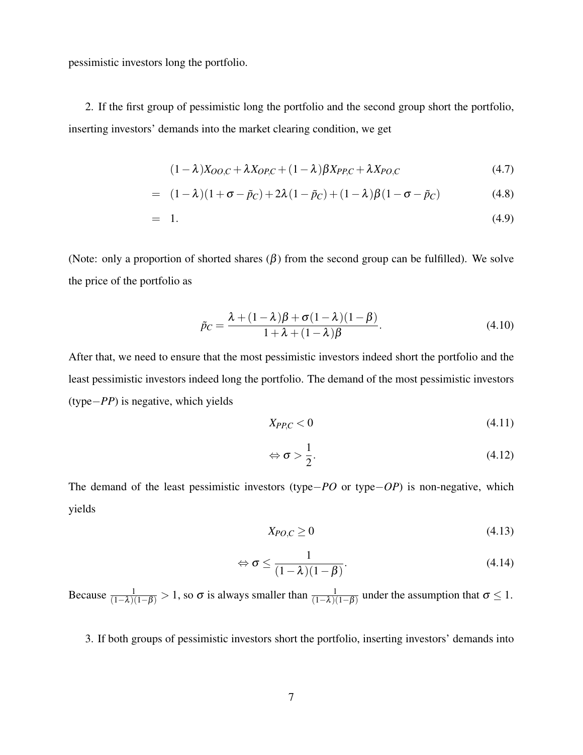pessimistic investors long the portfolio.

2. If the first group of pessimistic long the portfolio and the second group short the portfolio, inserting investors' demands into the market clearing condition, we get

$$
\begin{aligned}
& (1-\lambda)X_{OO,C} + \lambda X_{OP,C} + (1-\lambda)\beta X_{PP,C} + \lambda X_{PO,C} && (4.7) \\
= \; & (1-\lambda)(1+\sigma-\tilde{p}_C) + 2\lambda(1-\tilde{p}_C) + (1-\lambda)\beta(1-\sigma-\tilde{p}_C) && (4.8) \\
= \; & 1. && (4.9)
\end{aligned}
$$

(Note: only a proportion of shorted shares ($\beta$) from the second group can be fulfilled). We solve the price of the portfolio as

$$
\tilde{p}_C = \frac{\lambda + (1-\lambda)\beta + \sigma(1-\lambda)(1-\beta)}{1+\lambda+(1-\lambda)\beta}. \tag{4.10}
$$

After that, we need to ensure that the most pessimistic investors indeed short the portfolio and the least pessimistic investors indeed long the portfolio. The demand of the most pessimistic investors (type$-PP$) is negative, which yields

$$
X_{PP,C} < 0 \tag{4.11}
$$

$$
\Leftrightarrow \sigma > \frac{1}{2}. \tag{4.12}
$$

The demand of the least pessimistic investors (type$-PO$ or type$-OP$) is non-negative, which yields

$$
X_{PO,C} \geq 0 \tag{4.13}
$$

$$
\Leftrightarrow \sigma \leq \frac{1}{(1-\lambda)(1-\beta)}. \tag{4.14}
$$

Because $\frac{1}{(1-\lambda)(1-\beta)} > 1$, so $\sigma$ is always smaller than $\frac{1}{(1-\lambda)(1-\beta)}$ under the assumption that $\sigma \leq 1$.

3. If both groups of pessimistic investors short the portfolio, inserting investors' demands into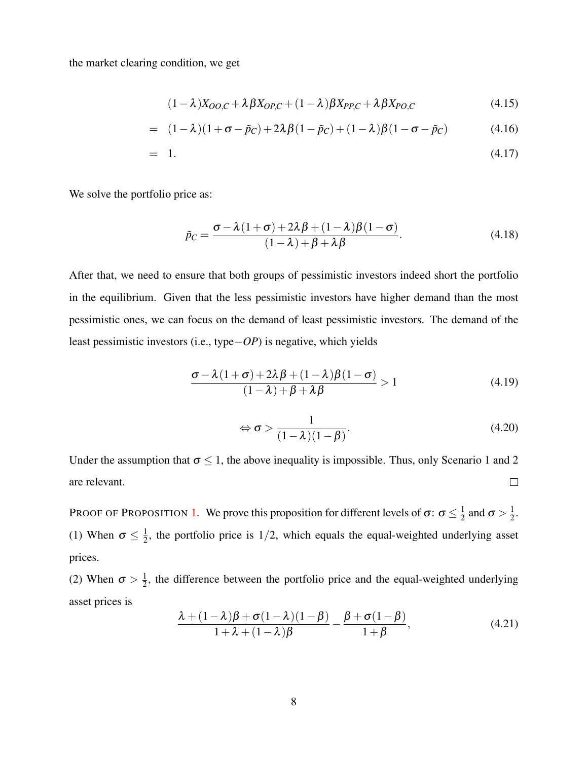the market clearing condition, we get

$$
\begin{aligned}
& (1-\lambda)X_{OO,C} + \lambda\beta X_{OP,C} + (1-\lambda)\beta X_{PP,C} + \lambda\beta X_{PO,C} && (4.15) \\
= \; & (1-\lambda)(1+\sigma-\tilde{p}_C) + 2\lambda\beta(1-\tilde{p}_C) + (1-\lambda)\beta(1-\sigma-\tilde{p}_C) && (4.16) \\
= \; & 1. && (4.17)
\end{aligned}
$$

We solve the portfolio price as:

$$
\tilde{p}_C = \frac{\sigma - \lambda(1+\sigma) + 2\lambda\beta + (1-\lambda)\beta(1-\sigma)}{(1-\lambda)+\beta+\lambda\beta}. \tag{4.18}
$$

After that, we need to ensure that both groups of pessimistic investors indeed short the portfolio in the equilibrium. Given that the less pessimistic investors have higher demand than the most pessimistic ones, we can focus on the demand of least pessimistic investors. The demand of the least pessimistic investors (i.e., type−*OP*) is negative, which yields

$$
\frac{\sigma - \lambda(1+\sigma) + 2\lambda\beta + (1-\lambda)\beta(1-\sigma)}{(1-\lambda)+\beta+\lambda\beta} > 1 \tag{4.19}
$$

$$
\Leftrightarrow \sigma > \frac{1}{(1-\lambda)(1-\beta)}. \tag{4.20}
$$

Under the assumption that $\sigma \leq 1$, the above inequality is impossible. Thus, only Scenario 1 and 2 are relevant. □

PROOF OF PROPOSITION 1. We prove this proposition for different levels of $\sigma$: $\sigma \leq \frac{1}{2}$ and $\sigma > \frac{1}{2}$.
(1) When $\sigma \leq \frac{1}{2}$, the portfolio price is $1/2$, which equals the equal-weighted underlying asset prices.
(2) When $\sigma > \frac{1}{2}$, the difference between the portfolio price and the equal-weighted underlying asset prices is

$$
\frac{\lambda + (1-\lambda)\beta + \sigma(1-\lambda)(1-\beta)}{1+\lambda+(1-\lambda)\beta} - \frac{\beta+\sigma(1-\beta)}{1+\beta}, \tag{4.21}
$$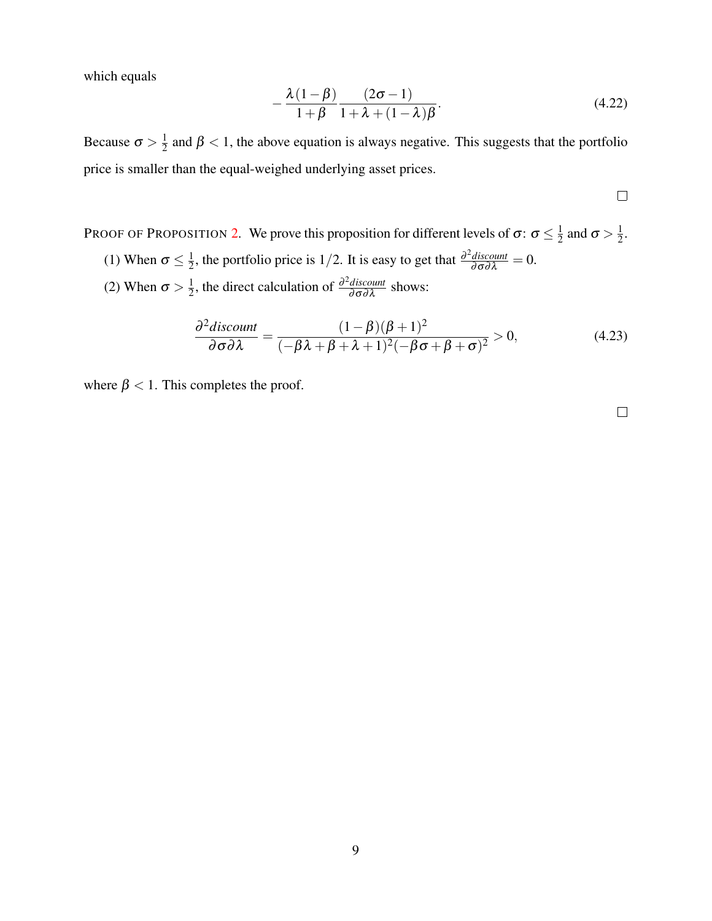which equals

$$-\frac{\lambda(1-\beta)}{1+\beta}\frac{(2\sigma-1)}{1+\lambda+(1-\lambda)\beta}. \tag{4.22}$$

Because $\sigma > \frac{1}{2}$ and $\beta < 1$, the above equation is always negative. This suggests that the portfolio price is smaller than the equal-weighed underlying asset prices.

□

PROOF OF PROPOSITION 2. We prove this proposition for different levels of $\sigma$: $\sigma \leq \frac{1}{2}$ and $\sigma > \frac{1}{2}$.

(1) When $\sigma \leq \frac{1}{2}$, the portfolio price is $1/2$. It is easy to get that $\frac{\partial^2 discount}{\partial\sigma\partial\lambda} = 0$.

(2) When $\sigma > \frac{1}{2}$, the direct calculation of $\frac{\partial^2 discount}{\partial\sigma\partial\lambda}$ shows:

$$\frac{\partial^2 discount}{\partial\sigma\partial\lambda} = \frac{(1-\beta)(\beta+1)^2}{(-\beta\lambda+\beta+\lambda+1)^2(-\beta\sigma+\beta+\sigma)^2} > 0, \tag{4.23}$$

where $\beta < 1$. This completes the proof.

□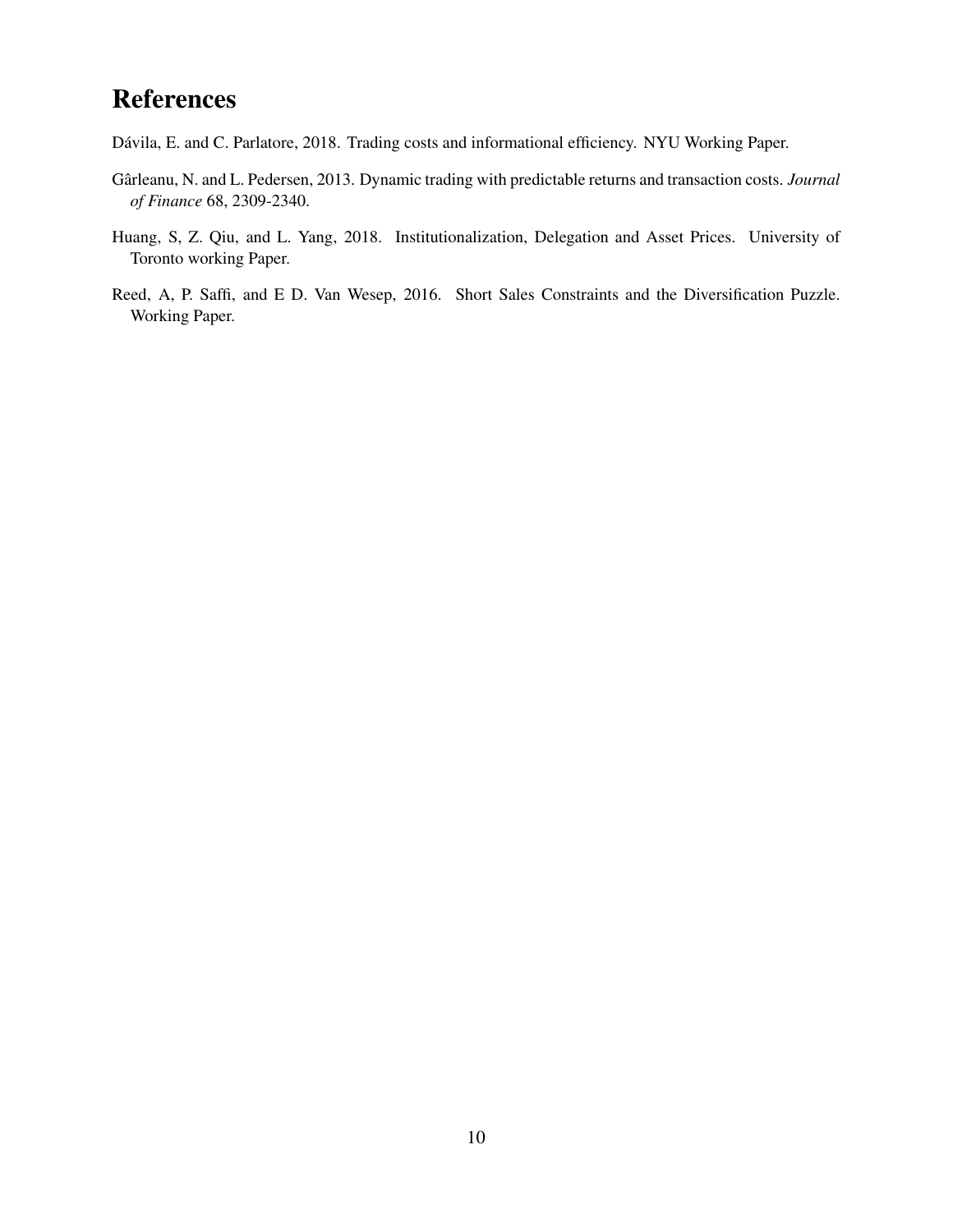# References

Dávila, E. and C. Parlatore, 2018. Trading costs and informational efficiency. NYU Working Paper.

Gârleanu, N. and L. Pedersen, 2013. Dynamic trading with predictable returns and transaction costs. *Journal of Finance* 68, 2309-2340.

Huang, S, Z. Qiu, and L. Yang, 2018. Institutionalization, Delegation and Asset Prices. University of Toronto working Paper.

Reed, A, P. Saffi, and E D. Van Wesep, 2016. Short Sales Constraints and the Diversification Puzzle. Working Paper.